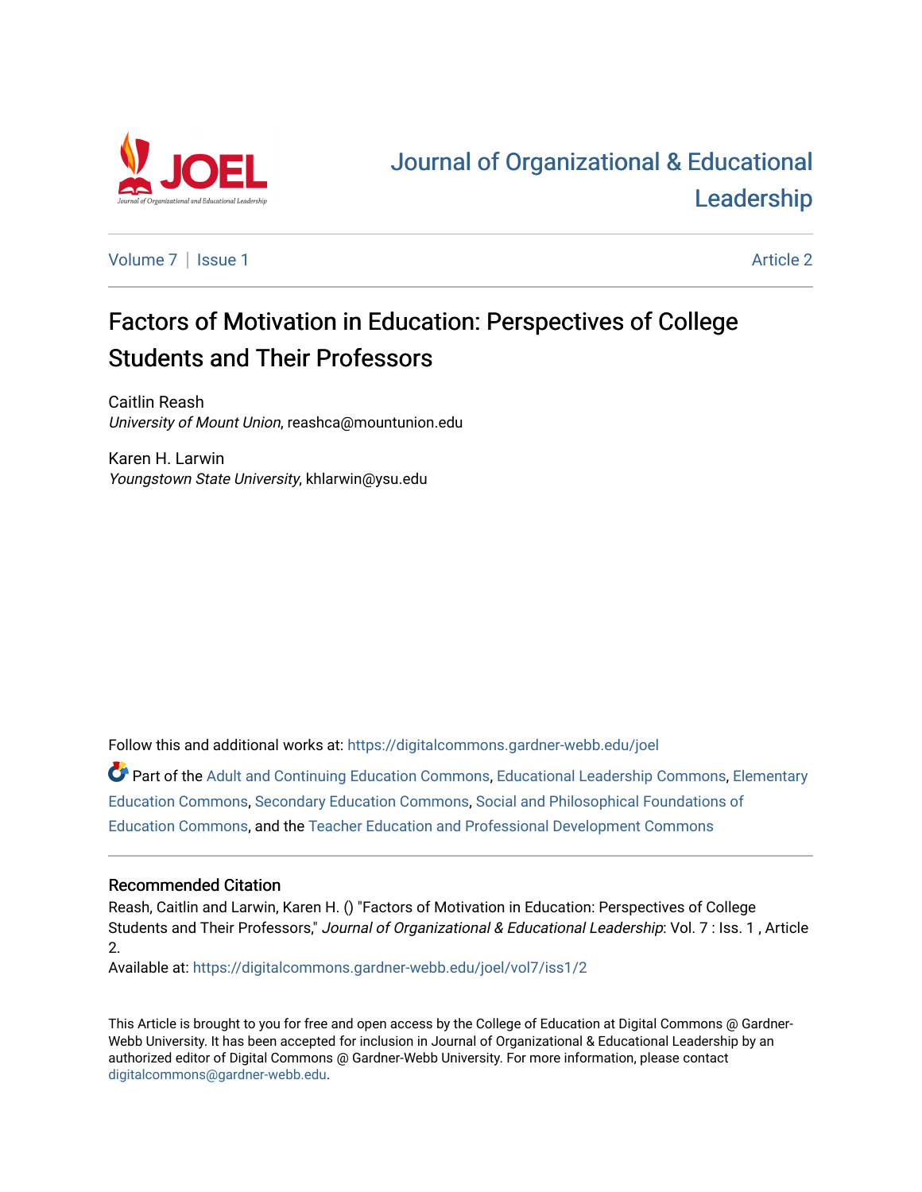# Journal of Organizational & Educational Leadership

Volume 7 | Issue 1 | Article 2

## Factors of Motivation in Education: Perspectives of College Students and Their Professors

Caitlin Reash
*University of Mount Union*, reashca@mountunion.edu

Karen H. Larwin
*Youngstown State University*, khlarwin@ysu.edu

Follow this and additional works at: https://digitalcommons.gardner-webb.edu/joel

Part of the Adult and Continuing Education Commons, Educational Leadership Commons, Elementary Education Commons, Secondary Education Commons, Social and Philosophical Foundations of Education Commons, and the Teacher Education and Professional Development Commons

### Recommended Citation

Reash, Caitlin and Larwin, Karen H. () "Factors of Motivation in Education: Perspectives of College Students and Their Professors," *Journal of Organizational & Educational Leadership*: Vol. 7 : Iss. 1 , Article 2.
Available at: https://digitalcommons.gardner-webb.edu/joel/vol7/iss1/2

This Article is brought to you for free and open access by the College of Education at Digital Commons @ Gardner-Webb University. It has been accepted for inclusion in Journal of Organizational & Educational Leadership by an authorized editor of Digital Commons @ Gardner-Webb University. For more information, please contact digitalcommons@gardner-webb.edu.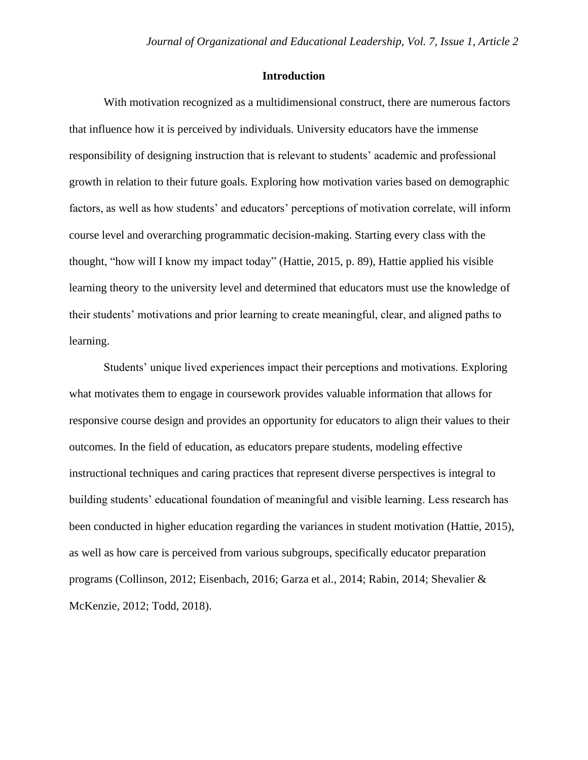## Introduction

With motivation recognized as a multidimensional construct, there are numerous factors that influence how it is perceived by individuals. University educators have the immense responsibility of designing instruction that is relevant to students' academic and professional growth in relation to their future goals. Exploring how motivation varies based on demographic factors, as well as how students' and educators' perceptions of motivation correlate, will inform course level and overarching programmatic decision-making. Starting every class with the thought, "how will I know my impact today" (Hattie, 2015, p. 89), Hattie applied his visible learning theory to the university level and determined that educators must use the knowledge of their students' motivations and prior learning to create meaningful, clear, and aligned paths to learning.

Students' unique lived experiences impact their perceptions and motivations. Exploring what motivates them to engage in coursework provides valuable information that allows for responsive course design and provides an opportunity for educators to align their values to their outcomes. In the field of education, as educators prepare students, modeling effective instructional techniques and caring practices that represent diverse perspectives is integral to building students' educational foundation of meaningful and visible learning. Less research has been conducted in higher education regarding the variances in student motivation (Hattie, 2015), as well as how care is perceived from various subgroups, specifically educator preparation programs (Collinson, 2012; Eisenbach, 2016; Garza et al., 2014; Rabin, 2014; Shevalier & McKenzie, 2012; Todd, 2018).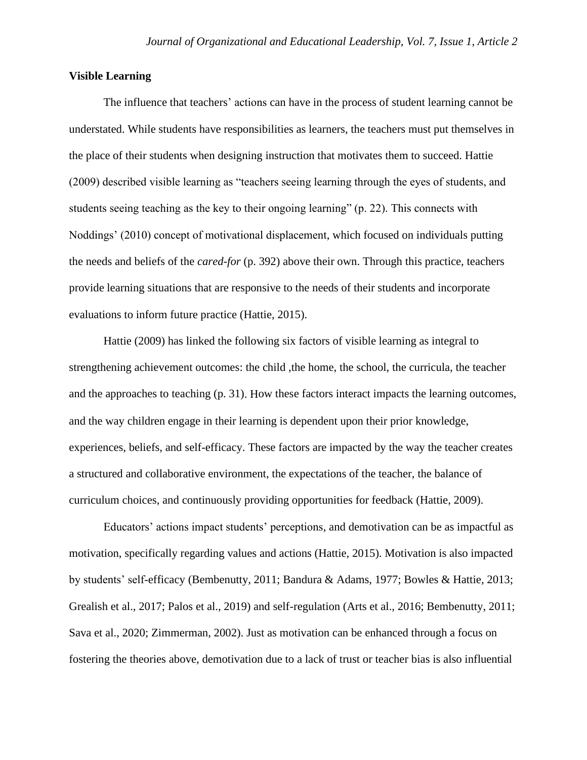## Visible Learning

The influence that teachers' actions can have in the process of student learning cannot be understated. While students have responsibilities as learners, the teachers must put themselves in the place of their students when designing instruction that motivates them to succeed. Hattie (2009) described visible learning as "teachers seeing learning through the eyes of students, and students seeing teaching as the key to their ongoing learning" (p. 22). This connects with Noddings' (2010) concept of motivational displacement, which focused on individuals putting the needs and beliefs of the *cared-for* (p. 392) above their own. Through this practice, teachers provide learning situations that are responsive to the needs of their students and incorporate evaluations to inform future practice (Hattie, 2015).

Hattie (2009) has linked the following six factors of visible learning as integral to strengthening achievement outcomes: the child ,the home, the school, the curricula, the teacher and the approaches to teaching (p. 31). How these factors interact impacts the learning outcomes, and the way children engage in their learning is dependent upon their prior knowledge, experiences, beliefs, and self-efficacy. These factors are impacted by the way the teacher creates a structured and collaborative environment, the expectations of the teacher, the balance of curriculum choices, and continuously providing opportunities for feedback (Hattie, 2009).

Educators' actions impact students' perceptions, and demotivation can be as impactful as motivation, specifically regarding values and actions (Hattie, 2015). Motivation is also impacted by students' self-efficacy (Bembenutty, 2011; Bandura & Adams, 1977; Bowles & Hattie, 2013; Grealish et al., 2017; Palos et al., 2019) and self-regulation (Arts et al., 2016; Bembenutty, 2011; Sava et al., 2020; Zimmerman, 2002). Just as motivation can be enhanced through a focus on fostering the theories above, demotivation due to a lack of trust or teacher bias is also influential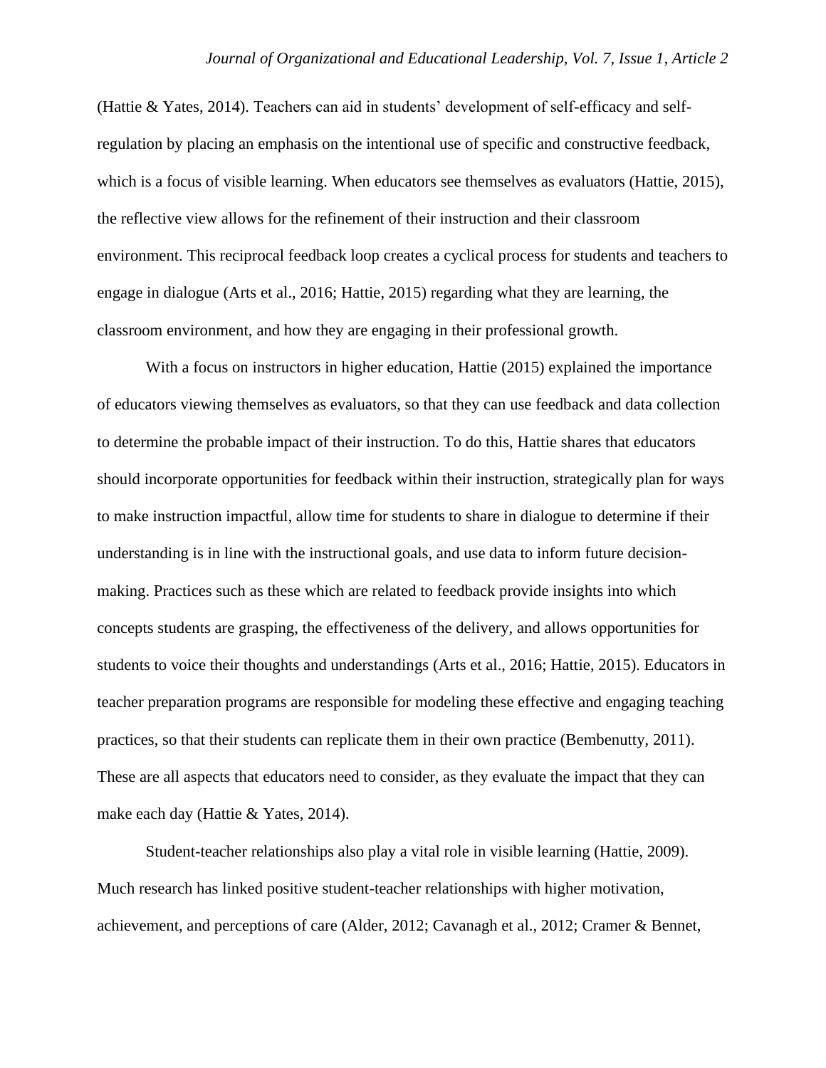(Hattie & Yates, 2014). Teachers can aid in students' development of self-efficacy and self-regulation by placing an emphasis on the intentional use of specific and constructive feedback, which is a focus of visible learning. When educators see themselves as evaluators (Hattie, 2015), the reflective view allows for the refinement of their instruction and their classroom environment. This reciprocal feedback loop creates a cyclical process for students and teachers to engage in dialogue (Arts et al., 2016; Hattie, 2015) regarding what they are learning, the classroom environment, and how they are engaging in their professional growth.

With a focus on instructors in higher education, Hattie (2015) explained the importance of educators viewing themselves as evaluators, so that they can use feedback and data collection to determine the probable impact of their instruction. To do this, Hattie shares that educators should incorporate opportunities for feedback within their instruction, strategically plan for ways to make instruction impactful, allow time for students to share in dialogue to determine if their understanding is in line with the instructional goals, and use data to inform future decision-making. Practices such as these which are related to feedback provide insights into which concepts students are grasping, the effectiveness of the delivery, and allows opportunities for students to voice their thoughts and understandings (Arts et al., 2016; Hattie, 2015). Educators in teacher preparation programs are responsible for modeling these effective and engaging teaching practices, so that their students can replicate them in their own practice (Bembenutty, 2011). These are all aspects that educators need to consider, as they evaluate the impact that they can make each day (Hattie & Yates, 2014).

Student-teacher relationships also play a vital role in visible learning (Hattie, 2009). Much research has linked positive student-teacher relationships with higher motivation, achievement, and perceptions of care (Alder, 2012; Cavanagh et al., 2012; Cramer & Bennet,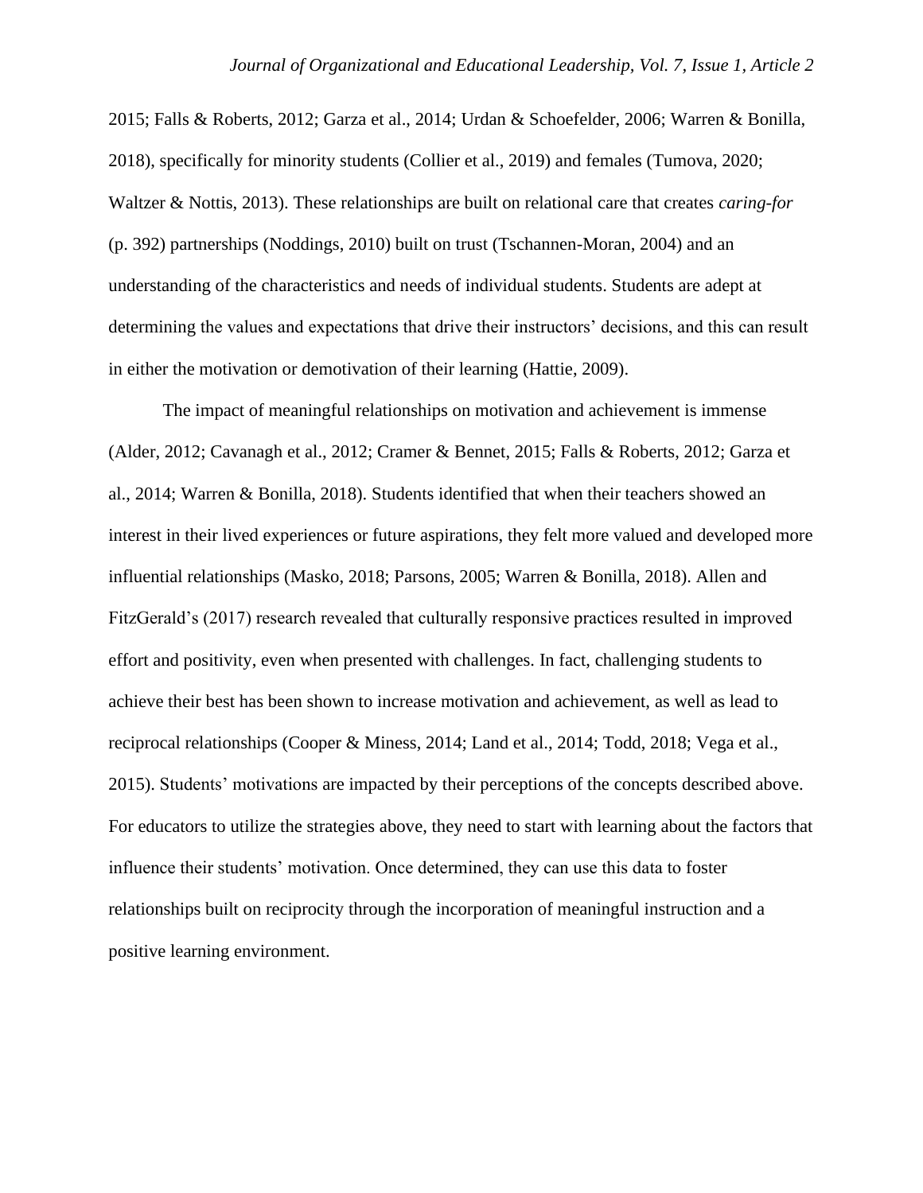2015; Falls & Roberts, 2012; Garza et al., 2014; Urdan & Schoefelder, 2006; Warren & Bonilla, 2018), specifically for minority students (Collier et al., 2019) and females (Tumova, 2020; Waltzer & Nottis, 2013). These relationships are built on relational care that creates *caring-for* (p. 392) partnerships (Noddings, 2010) built on trust (Tschannen-Moran, 2004) and an understanding of the characteristics and needs of individual students. Students are adept at determining the values and expectations that drive their instructors' decisions, and this can result in either the motivation or demotivation of their learning (Hattie, 2009).

The impact of meaningful relationships on motivation and achievement is immense (Alder, 2012; Cavanagh et al., 2012; Cramer & Bennet, 2015; Falls & Roberts, 2012; Garza et al., 2014; Warren & Bonilla, 2018). Students identified that when their teachers showed an interest in their lived experiences or future aspirations, they felt more valued and developed more influential relationships (Masko, 2018; Parsons, 2005; Warren & Bonilla, 2018). Allen and FitzGerald's (2017) research revealed that culturally responsive practices resulted in improved effort and positivity, even when presented with challenges. In fact, challenging students to achieve their best has been shown to increase motivation and achievement, as well as lead to reciprocal relationships (Cooper & Miness, 2014; Land et al., 2014; Todd, 2018; Vega et al., 2015). Students' motivations are impacted by their perceptions of the concepts described above. For educators to utilize the strategies above, they need to start with learning about the factors that influence their students' motivation. Once determined, they can use this data to foster relationships built on reciprocity through the incorporation of meaningful instruction and a positive learning environment.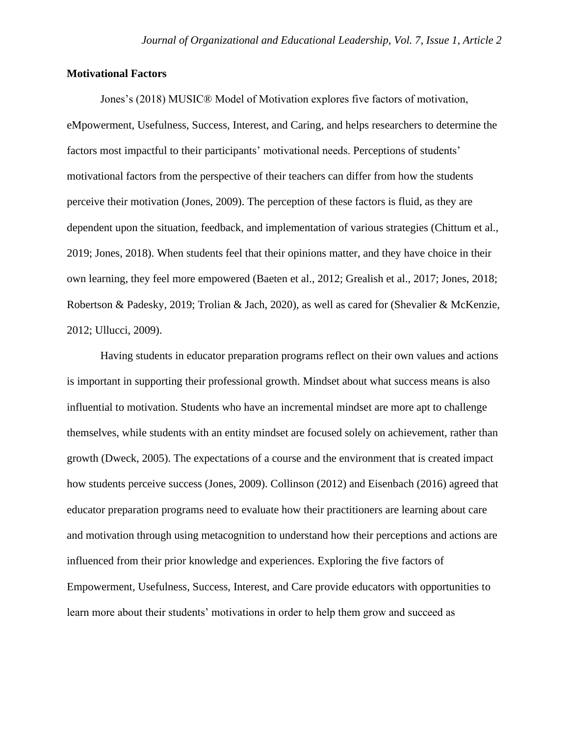**Motivational Factors**

Jones's (2018) MUSIC® Model of Motivation explores five factors of motivation, eMpowerment, Usefulness, Success, Interest, and Caring, and helps researchers to determine the factors most impactful to their participants' motivational needs. Perceptions of students' motivational factors from the perspective of their teachers can differ from how the students perceive their motivation (Jones, 2009). The perception of these factors is fluid, as they are dependent upon the situation, feedback, and implementation of various strategies (Chittum et al., 2019; Jones, 2018). When students feel that their opinions matter, and they have choice in their own learning, they feel more empowered (Baeten et al., 2012; Grealish et al., 2017; Jones, 2018; Robertson & Padesky, 2019; Trolian & Jach, 2020), as well as cared for (Shevalier & McKenzie, 2012; Ullucci, 2009).

Having students in educator preparation programs reflect on their own values and actions is important in supporting their professional growth. Mindset about what success means is also influential to motivation. Students who have an incremental mindset are more apt to challenge themselves, while students with an entity mindset are focused solely on achievement, rather than growth (Dweck, 2005). The expectations of a course and the environment that is created impact how students perceive success (Jones, 2009). Collinson (2012) and Eisenbach (2016) agreed that educator preparation programs need to evaluate how their practitioners are learning about care and motivation through using metacognition to understand how their perceptions and actions are influenced from their prior knowledge and experiences. Exploring the five factors of Empowerment, Usefulness, Success, Interest, and Care provide educators with opportunities to learn more about their students' motivations in order to help them grow and succeed as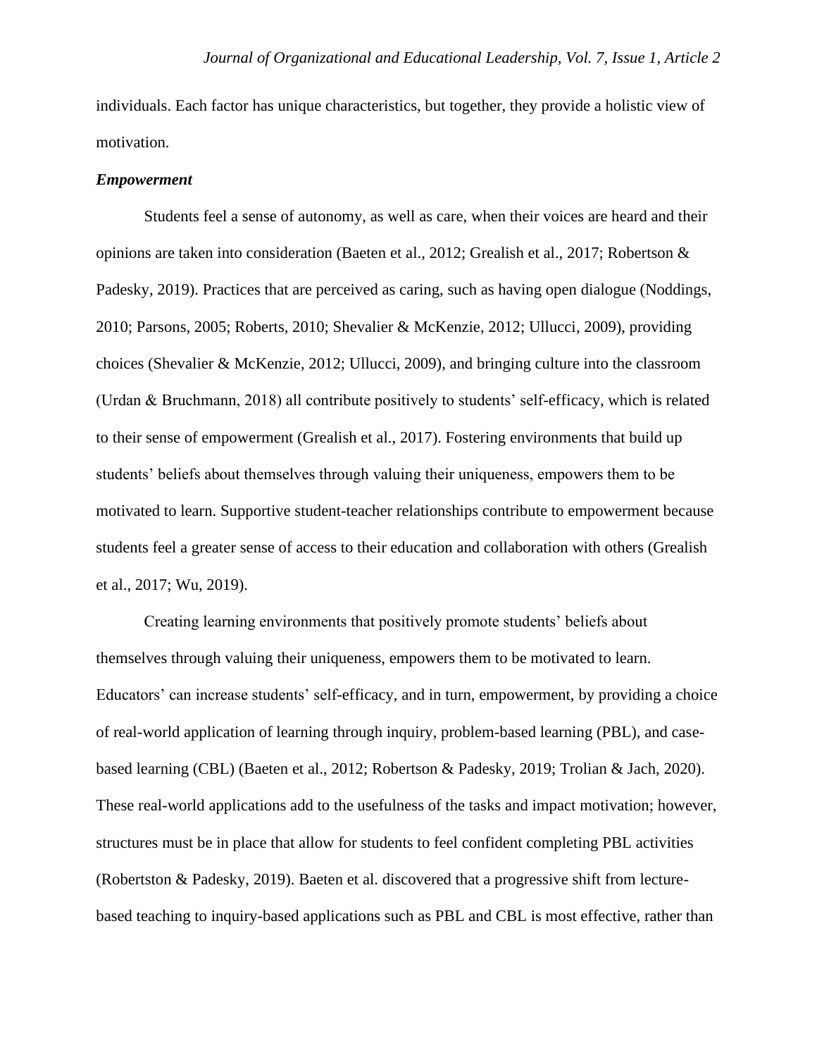individuals. Each factor has unique characteristics, but together, they provide a holistic view of motivation.

***Empowerment***

Students feel a sense of autonomy, as well as care, when their voices are heard and their opinions are taken into consideration (Baeten et al., 2012; Grealish et al., 2017; Robertson & Padesky, 2019). Practices that are perceived as caring, such as having open dialogue (Noddings, 2010; Parsons, 2005; Roberts, 2010; Shevalier & McKenzie, 2012; Ullucci, 2009), providing choices (Shevalier & McKenzie, 2012; Ullucci, 2009), and bringing culture into the classroom (Urdan & Bruchmann, 2018) all contribute positively to students' self-efficacy, which is related to their sense of empowerment (Grealish et al., 2017). Fostering environments that build up students' beliefs about themselves through valuing their uniqueness, empowers them to be motivated to learn. Supportive student-teacher relationships contribute to empowerment because students feel a greater sense of access to their education and collaboration with others (Grealish et al., 2017; Wu, 2019).

Creating learning environments that positively promote students' beliefs about themselves through valuing their uniqueness, empowers them to be motivated to learn. Educators' can increase students' self-efficacy, and in turn, empowerment, by providing a choice of real-world application of learning through inquiry, problem-based learning (PBL), and case-based learning (CBL) (Baeten et al., 2012; Robertson & Padesky, 2019; Trolian & Jach, 2020). These real-world applications add to the usefulness of the tasks and impact motivation; however, structures must be in place that allow for students to feel confident completing PBL activities (Robertston & Padesky, 2019). Baeten et al. discovered that a progressive shift from lecture-based teaching to inquiry-based applications such as PBL and CBL is most effective, rather than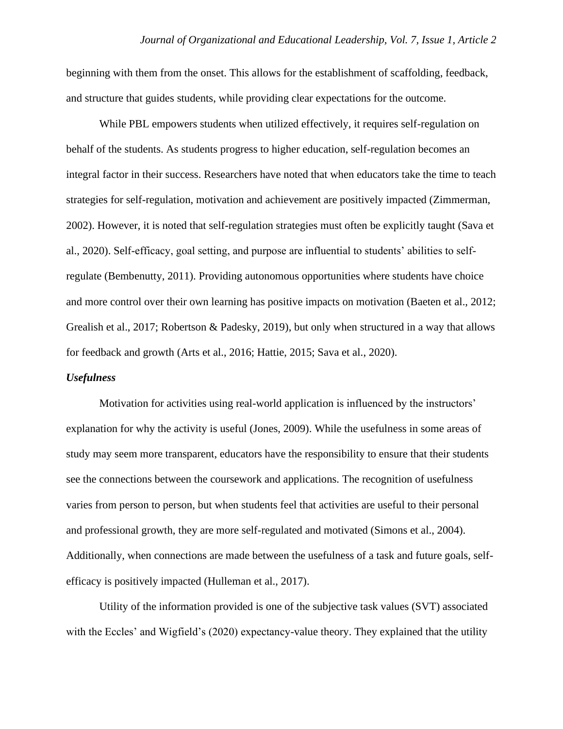beginning with them from the onset. This allows for the establishment of scaffolding, feedback, and structure that guides students, while providing clear expectations for the outcome.

While PBL empowers students when utilized effectively, it requires self-regulation on behalf of the students. As students progress to higher education, self-regulation becomes an integral factor in their success. Researchers have noted that when educators take the time to teach strategies for self-regulation, motivation and achievement are positively impacted (Zimmerman, 2002). However, it is noted that self-regulation strategies must often be explicitly taught (Sava et al., 2020). Self-efficacy, goal setting, and purpose are influential to students' abilities to self-regulate (Bembenutty, 2011). Providing autonomous opportunities where students have choice and more control over their own learning has positive impacts on motivation (Baeten et al., 2012; Grealish et al., 2017; Robertson & Padesky, 2019), but only when structured in a way that allows for feedback and growth (Arts et al., 2016; Hattie, 2015; Sava et al., 2020).

### *Usefulness*

Motivation for activities using real-world application is influenced by the instructors' explanation for why the activity is useful (Jones, 2009). While the usefulness in some areas of study may seem more transparent, educators have the responsibility to ensure that their students see the connections between the coursework and applications. The recognition of usefulness varies from person to person, but when students feel that activities are useful to their personal and professional growth, they are more self-regulated and motivated (Simons et al., 2004). Additionally, when connections are made between the usefulness of a task and future goals, self-efficacy is positively impacted (Hulleman et al., 2017).

Utility of the information provided is one of the subjective task values (SVT) associated with the Eccles' and Wigfield's (2020) expectancy-value theory. They explained that the utility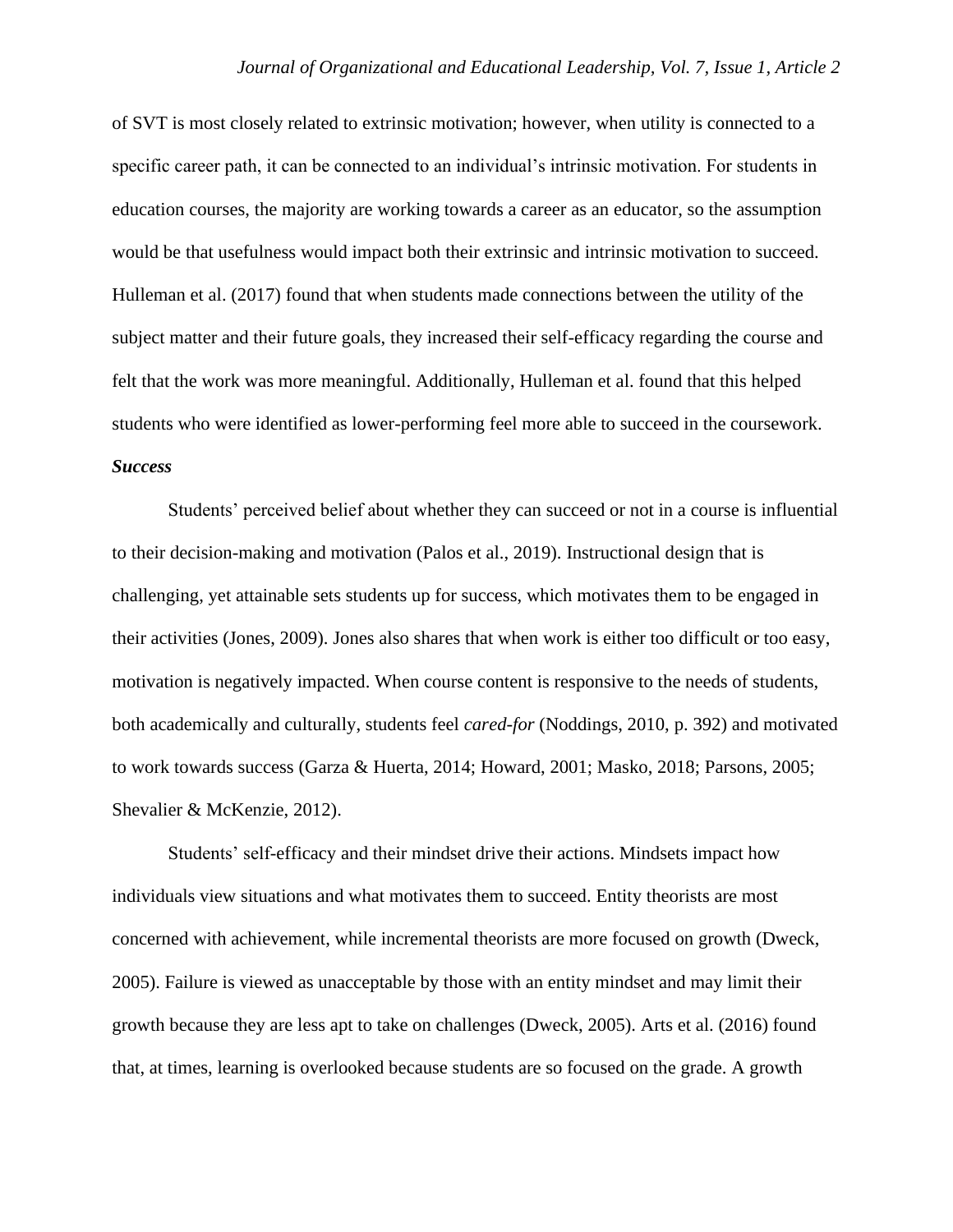of SVT is most closely related to extrinsic motivation; however, when utility is connected to a specific career path, it can be connected to an individual's intrinsic motivation. For students in education courses, the majority are working towards a career as an educator, so the assumption would be that usefulness would impact both their extrinsic and intrinsic motivation to succeed. Hulleman et al. (2017) found that when students made connections between the utility of the subject matter and their future goals, they increased their self-efficacy regarding the course and felt that the work was more meaningful. Additionally, Hulleman et al. found that this helped students who were identified as lower-performing feel more able to succeed in the coursework.

***Success***

Students' perceived belief about whether they can succeed or not in a course is influential to their decision-making and motivation (Palos et al., 2019). Instructional design that is challenging, yet attainable sets students up for success, which motivates them to be engaged in their activities (Jones, 2009). Jones also shares that when work is either too difficult or too easy, motivation is negatively impacted. When course content is responsive to the needs of students, both academically and culturally, students feel *cared-for* (Noddings, 2010, p. 392) and motivated to work towards success (Garza & Huerta, 2014; Howard, 2001; Masko, 2018; Parsons, 2005; Shevalier & McKenzie, 2012).

Students' self-efficacy and their mindset drive their actions. Mindsets impact how individuals view situations and what motivates them to succeed. Entity theorists are most concerned with achievement, while incremental theorists are more focused on growth (Dweck, 2005). Failure is viewed as unacceptable by those with an entity mindset and may limit their growth because they are less apt to take on challenges (Dweck, 2005). Arts et al. (2016) found that, at times, learning is overlooked because students are so focused on the grade. A growth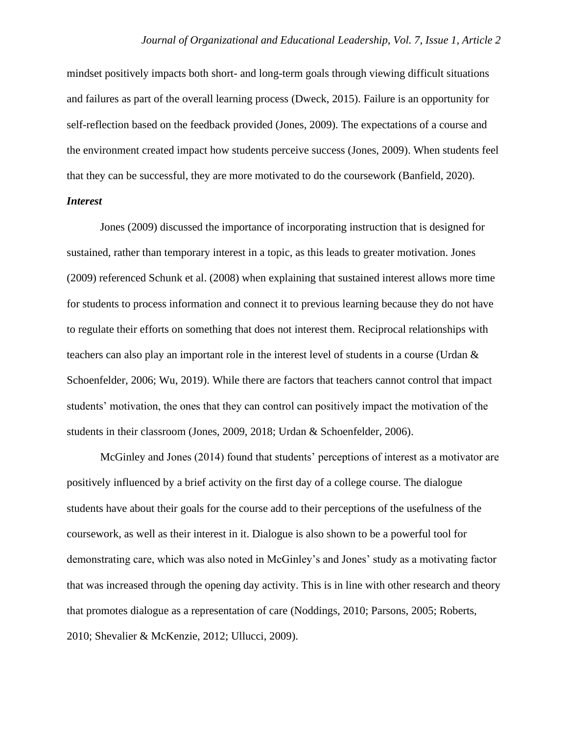mindset positively impacts both short- and long-term goals through viewing difficult situations and failures as part of the overall learning process (Dweck, 2015). Failure is an opportunity for self-reflection based on the feedback provided (Jones, 2009). The expectations of a course and the environment created impact how students perceive success (Jones, 2009). When students feel that they can be successful, they are more motivated to do the coursework (Banfield, 2020).

### *Interest*

Jones (2009) discussed the importance of incorporating instruction that is designed for sustained, rather than temporary interest in a topic, as this leads to greater motivation. Jones (2009) referenced Schunk et al. (2008) when explaining that sustained interest allows more time for students to process information and connect it to previous learning because they do not have to regulate their efforts on something that does not interest them. Reciprocal relationships with teachers can also play an important role in the interest level of students in a course (Urdan & Schoenfelder, 2006; Wu, 2019). While there are factors that teachers cannot control that impact students' motivation, the ones that they can control can positively impact the motivation of the students in their classroom (Jones, 2009, 2018; Urdan & Schoenfelder, 2006).

McGinley and Jones (2014) found that students' perceptions of interest as a motivator are positively influenced by a brief activity on the first day of a college course. The dialogue students have about their goals for the course add to their perceptions of the usefulness of the coursework, as well as their interest in it. Dialogue is also shown to be a powerful tool for demonstrating care, which was also noted in McGinley's and Jones' study as a motivating factor that was increased through the opening day activity. This is in line with other research and theory that promotes dialogue as a representation of care (Noddings, 2010; Parsons, 2005; Roberts, 2010; Shevalier & McKenzie, 2012; Ullucci, 2009).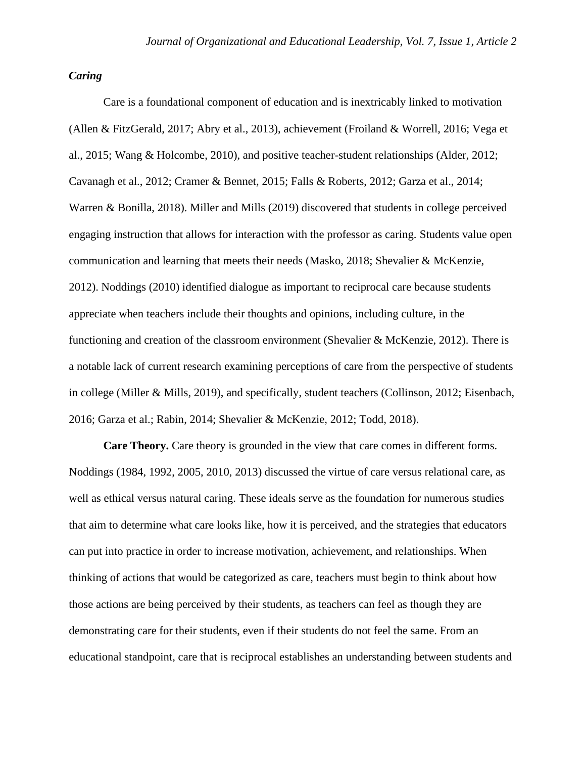### *Caring*

Care is a foundational component of education and is inextricably linked to motivation (Allen & FitzGerald, 2017; Abry et al., 2013), achievement (Froiland & Worrell, 2016; Vega et al., 2015; Wang & Holcombe, 2010), and positive teacher-student relationships (Alder, 2012; Cavanagh et al., 2012; Cramer & Bennet, 2015; Falls & Roberts, 2012; Garza et al., 2014; Warren & Bonilla, 2018). Miller and Mills (2019) discovered that students in college perceived engaging instruction that allows for interaction with the professor as caring. Students value open communication and learning that meets their needs (Masko, 2018; Shevalier & McKenzie, 2012). Noddings (2010) identified dialogue as important to reciprocal care because students appreciate when teachers include their thoughts and opinions, including culture, in the functioning and creation of the classroom environment (Shevalier & McKenzie, 2012). There is a notable lack of current research examining perceptions of care from the perspective of students in college (Miller & Mills, 2019), and specifically, student teachers (Collinson, 2012; Eisenbach, 2016; Garza et al.; Rabin, 2014; Shevalier & McKenzie, 2012; Todd, 2018).

**Care Theory.** Care theory is grounded in the view that care comes in different forms. Noddings (1984, 1992, 2005, 2010, 2013) discussed the virtue of care versus relational care, as well as ethical versus natural caring. These ideals serve as the foundation for numerous studies that aim to determine what care looks like, how it is perceived, and the strategies that educators can put into practice in order to increase motivation, achievement, and relationships. When thinking of actions that would be categorized as care, teachers must begin to think about how those actions are being perceived by their students, as teachers can feel as though they are demonstrating care for their students, even if their students do not feel the same. From an educational standpoint, care that is reciprocal establishes an understanding between students and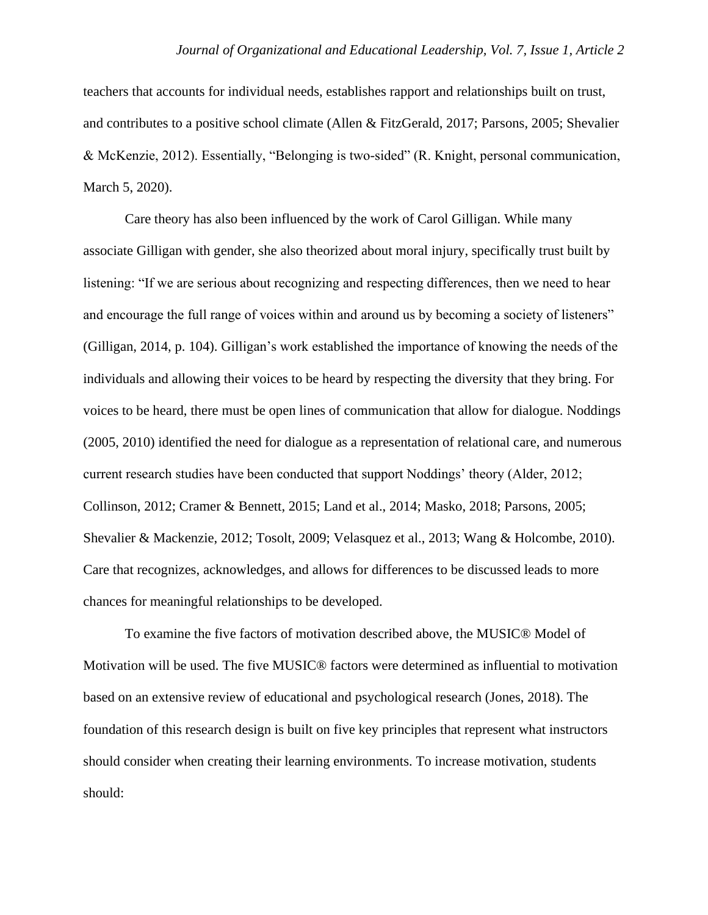teachers that accounts for individual needs, establishes rapport and relationships built on trust, and contributes to a positive school climate (Allen & FitzGerald, 2017; Parsons, 2005; Shevalier & McKenzie, 2012). Essentially, "Belonging is two-sided" (R. Knight, personal communication, March 5, 2020).

Care theory has also been influenced by the work of Carol Gilligan. While many associate Gilligan with gender, she also theorized about moral injury, specifically trust built by listening: "If we are serious about recognizing and respecting differences, then we need to hear and encourage the full range of voices within and around us by becoming a society of listeners" (Gilligan, 2014, p. 104). Gilligan's work established the importance of knowing the needs of the individuals and allowing their voices to be heard by respecting the diversity that they bring. For voices to be heard, there must be open lines of communication that allow for dialogue. Noddings (2005, 2010) identified the need for dialogue as a representation of relational care, and numerous current research studies have been conducted that support Noddings' theory (Alder, 2012; Collinson, 2012; Cramer & Bennett, 2015; Land et al., 2014; Masko, 2018; Parsons, 2005; Shevalier & Mackenzie, 2012; Tosolt, 2009; Velasquez et al., 2013; Wang & Holcombe, 2010). Care that recognizes, acknowledges, and allows for differences to be discussed leads to more chances for meaningful relationships to be developed.

To examine the five factors of motivation described above, the MUSIC® Model of Motivation will be used. The five MUSIC® factors were determined as influential to motivation based on an extensive review of educational and psychological research (Jones, 2018). The foundation of this research design is built on five key principles that represent what instructors should consider when creating their learning environments. To increase motivation, students should: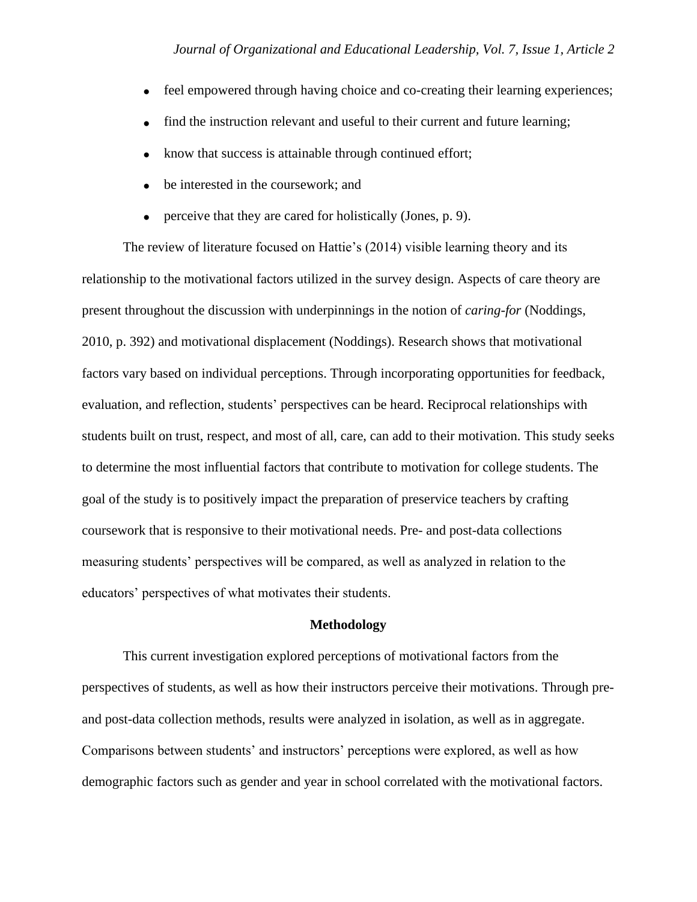- feel empowered through having choice and co-creating their learning experiences;
- find the instruction relevant and useful to their current and future learning;
- know that success is attainable through continued effort;
- be interested in the coursework; and
- perceive that they are cared for holistically (Jones, p. 9).

The review of literature focused on Hattie's (2014) visible learning theory and its relationship to the motivational factors utilized in the survey design. Aspects of care theory are present throughout the discussion with underpinnings in the notion of *caring-for* (Noddings, 2010, p. 392) and motivational displacement (Noddings). Research shows that motivational factors vary based on individual perceptions. Through incorporating opportunities for feedback, evaluation, and reflection, students' perspectives can be heard. Reciprocal relationships with students built on trust, respect, and most of all, care, can add to their motivation. This study seeks to determine the most influential factors that contribute to motivation for college students. The goal of the study is to positively impact the preparation of preservice teachers by crafting coursework that is responsive to their motivational needs. Pre- and post-data collections measuring students' perspectives will be compared, as well as analyzed in relation to the educators' perspectives of what motivates their students.

## Methodology

This current investigation explored perceptions of motivational factors from the perspectives of students, as well as how their instructors perceive their motivations. Through pre- and post-data collection methods, results were analyzed in isolation, as well as in aggregate. Comparisons between students' and instructors' perceptions were explored, as well as how demographic factors such as gender and year in school correlated with the motivational factors.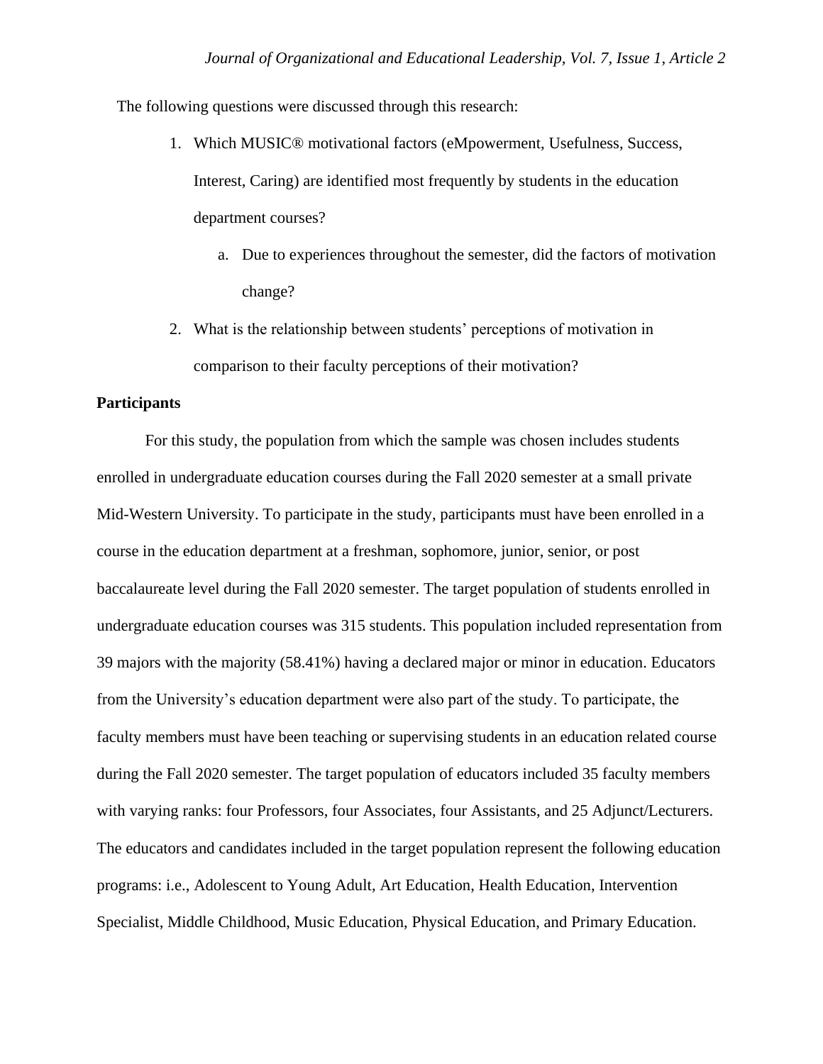The following questions were discussed through this research:

1. Which MUSIC® motivational factors (eMpowerment, Usefulness, Success, Interest, Caring) are identified most frequently by students in the education department courses?
    a. Due to experiences throughout the semester, did the factors of motivation change?
2. What is the relationship between students' perceptions of motivation in comparison to their faculty perceptions of their motivation?

**Participants**

For this study, the population from which the sample was chosen includes students enrolled in undergraduate education courses during the Fall 2020 semester at a small private Mid-Western University. To participate in the study, participants must have been enrolled in a course in the education department at a freshman, sophomore, junior, senior, or post baccalaureate level during the Fall 2020 semester. The target population of students enrolled in undergraduate education courses was 315 students. This population included representation from 39 majors with the majority (58.41%) having a declared major or minor in education. Educators from the University's education department were also part of the study. To participate, the faculty members must have been teaching or supervising students in an education related course during the Fall 2020 semester. The target population of educators included 35 faculty members with varying ranks: four Professors, four Associates, four Assistants, and 25 Adjunct/Lecturers. The educators and candidates included in the target population represent the following education programs: i.e., Adolescent to Young Adult, Art Education, Health Education, Intervention Specialist, Middle Childhood, Music Education, Physical Education, and Primary Education.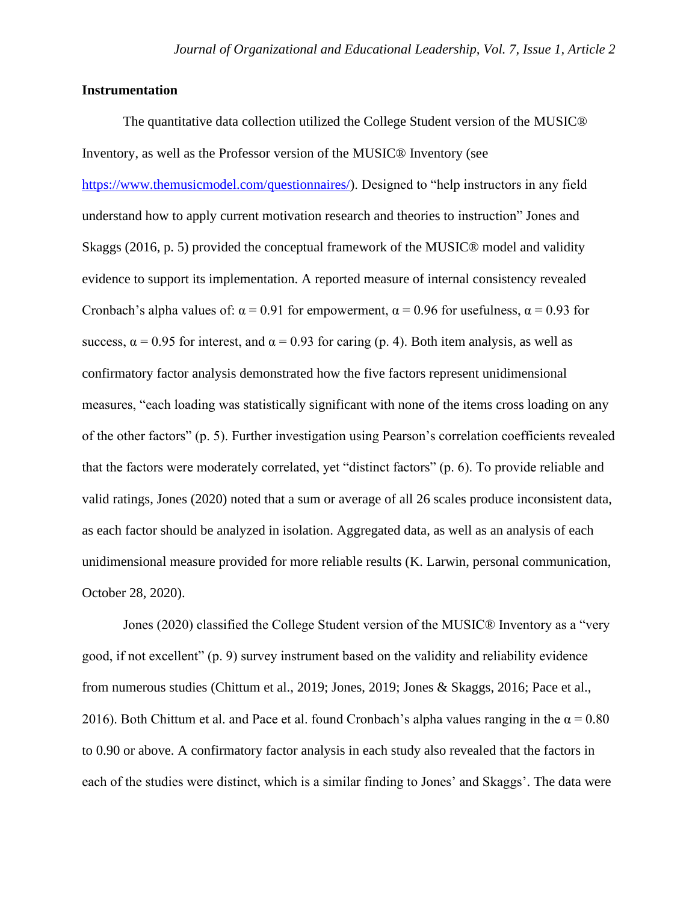**Instrumentation**

The quantitative data collection utilized the College Student version of the MUSIC® Inventory, as well as the Professor version of the MUSIC® Inventory (see https://www.themusicmodel.com/questionnaires/). Designed to "help instructors in any field understand how to apply current motivation research and theories to instruction" Jones and Skaggs (2016, p. 5) provided the conceptual framework of the MUSIC® model and validity evidence to support its implementation. A reported measure of internal consistency revealed Cronbach's alpha values of: $\alpha = 0.91$ for empowerment, $\alpha = 0.96$ for usefulness, $\alpha = 0.93$ for success, $\alpha = 0.95$ for interest, and $\alpha = 0.93$ for caring (p. 4). Both item analysis, as well as confirmatory factor analysis demonstrated how the five factors represent unidimensional measures, "each loading was statistically significant with none of the items cross loading on any of the other factors" (p. 5). Further investigation using Pearson's correlation coefficients revealed that the factors were moderately correlated, yet "distinct factors" (p. 6). To provide reliable and valid ratings, Jones (2020) noted that a sum or average of all 26 scales produce inconsistent data, as each factor should be analyzed in isolation. Aggregated data, as well as an analysis of each unidimensional measure provided for more reliable results (K. Larwin, personal communication, October 28, 2020).

Jones (2020) classified the College Student version of the MUSIC® Inventory as a "very good, if not excellent" (p. 9) survey instrument based on the validity and reliability evidence from numerous studies (Chittum et al., 2019; Jones, 2019; Jones & Skaggs, 2016; Pace et al., 2016). Both Chittum et al. and Pace et al. found Cronbach's alpha values ranging in the $\alpha = 0.80$ to 0.90 or above. A confirmatory factor analysis in each study also revealed that the factors in each of the studies were distinct, which is a similar finding to Jones' and Skaggs'. The data were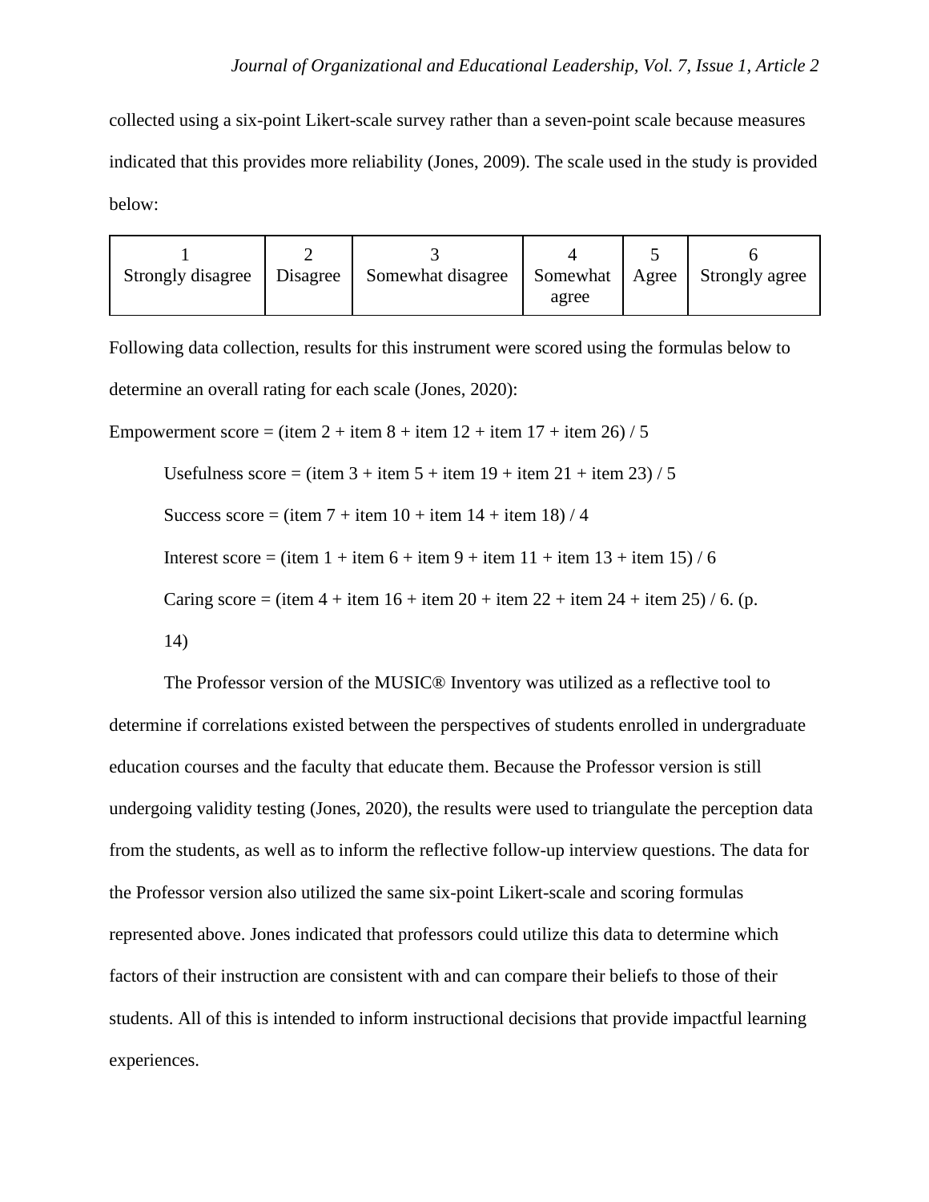collected using a six-point Likert-scale survey rather than a seven-point scale because measures indicated that this provides more reliability (Jones, 2009). The scale used in the study is provided below:

| 1 Strongly disagree | 2 Disagree | 3 Somewhat disagree | 4 Somewhat agree | 5 Agree | 6 Strongly agree |
|---|---|---|---|---|---|

Following data collection, results for this instrument were scored using the formulas below to determine an overall rating for each scale (Jones, 2020):

Empowerment score = (item 2 + item 8 + item 12 + item 17 + item 26) / 5

Usefulness score = (item 3 + item 5 + item 19 + item 21 + item 23) / 5

Success score = (item 7 + item 10 + item 14 + item 18) / 4

Interest score = (item 1 + item 6 + item 9 + item 11 + item 13 + item 15) / 6

Caring score = (item 4 + item 16 + item 20 + item 22 + item 24 + item 25) / 6. (p. 14)

The Professor version of the MUSIC® Inventory was utilized as a reflective tool to determine if correlations existed between the perspectives of students enrolled in undergraduate education courses and the faculty that educate them. Because the Professor version is still undergoing validity testing (Jones, 2020), the results were used to triangulate the perception data from the students, as well as to inform the reflective follow-up interview questions. The data for the Professor version also utilized the same six-point Likert-scale and scoring formulas represented above. Jones indicated that professors could utilize this data to determine which factors of their instruction are consistent with and can compare their beliefs to those of their students. All of this is intended to inform instructional decisions that provide impactful learning experiences.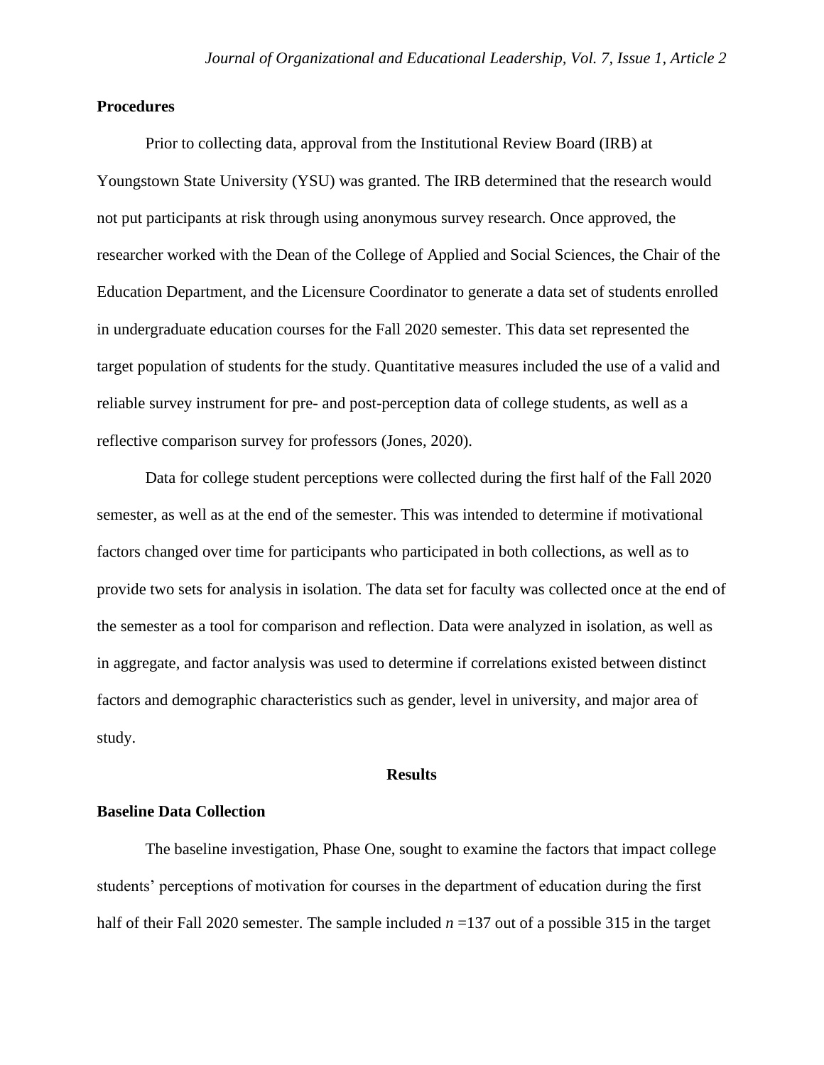## Procedures

Prior to collecting data, approval from the Institutional Review Board (IRB) at Youngstown State University (YSU) was granted. The IRB determined that the research would not put participants at risk through using anonymous survey research. Once approved, the researcher worked with the Dean of the College of Applied and Social Sciences, the Chair of the Education Department, and the Licensure Coordinator to generate a data set of students enrolled in undergraduate education courses for the Fall 2020 semester. This data set represented the target population of students for the study. Quantitative measures included the use of a valid and reliable survey instrument for pre- and post-perception data of college students, as well as a reflective comparison survey for professors (Jones, 2020).

Data for college student perceptions were collected during the first half of the Fall 2020 semester, as well as at the end of the semester. This was intended to determine if motivational factors changed over time for participants who participated in both collections, as well as to provide two sets for analysis in isolation. The data set for faculty was collected once at the end of the semester as a tool for comparison and reflection. Data were analyzed in isolation, as well as in aggregate, and factor analysis was used to determine if correlations existed between distinct factors and demographic characteristics such as gender, level in university, and major area of study.

# Results

## Baseline Data Collection

The baseline investigation, Phase One, sought to examine the factors that impact college students' perceptions of motivation for courses in the department of education during the first half of their Fall 2020 semester. The sample included $n$ =137 out of a possible 315 in the target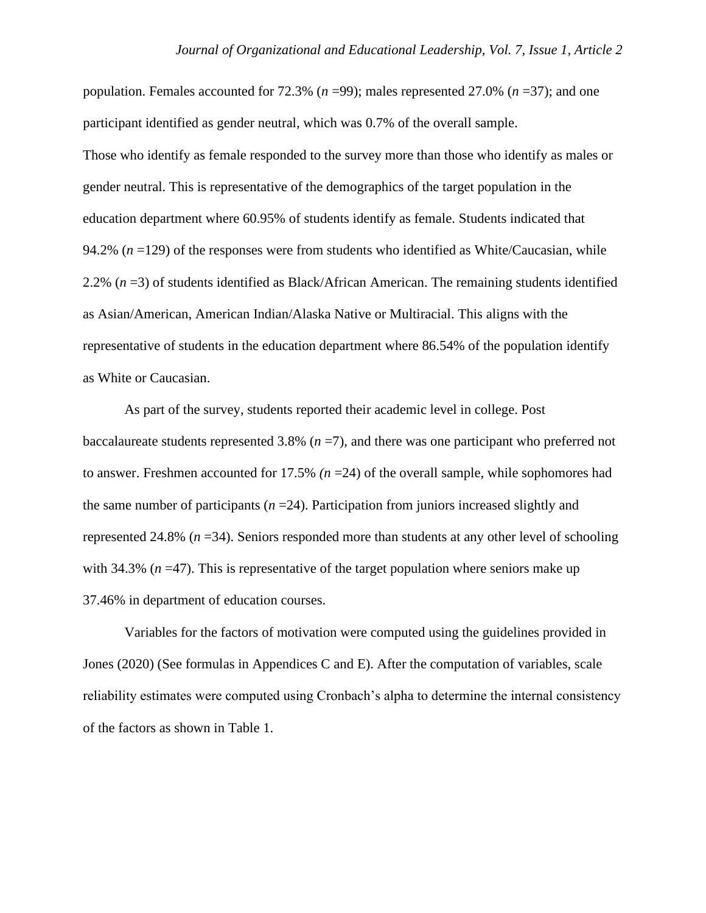population. Females accounted for 72.3% (*n* =99); males represented 27.0% (*n* =37); and one participant identified as gender neutral, which was 0.7% of the overall sample.

Those who identify as female responded to the survey more than those who identify as males or gender neutral. This is representative of the demographics of the target population in the education department where 60.95% of students identify as female. Students indicated that 94.2% (*n* =129) of the responses were from students who identified as White/Caucasian, while 2.2% (*n* =3) of students identified as Black/African American. The remaining students identified as Asian/American, American Indian/Alaska Native or Multiracial. This aligns with the representative of students in the education department where 86.54% of the population identify as White or Caucasian.

As part of the survey, students reported their academic level in college. Post baccalaureate students represented 3.8% (*n* =7), and there was one participant who preferred not to answer. Freshmen accounted for 17.5% *(n* =24) of the overall sample, while sophomores had the same number of participants (*n* =24). Participation from juniors increased slightly and represented 24.8% (*n* =34). Seniors responded more than students at any other level of schooling with 34.3% (*n* =47). This is representative of the target population where seniors make up 37.46% in department of education courses.

Variables for the factors of motivation were computed using the guidelines provided in Jones (2020) (See formulas in Appendices C and E). After the computation of variables, scale reliability estimates were computed using Cronbach's alpha to determine the internal consistency of the factors as shown in Table 1.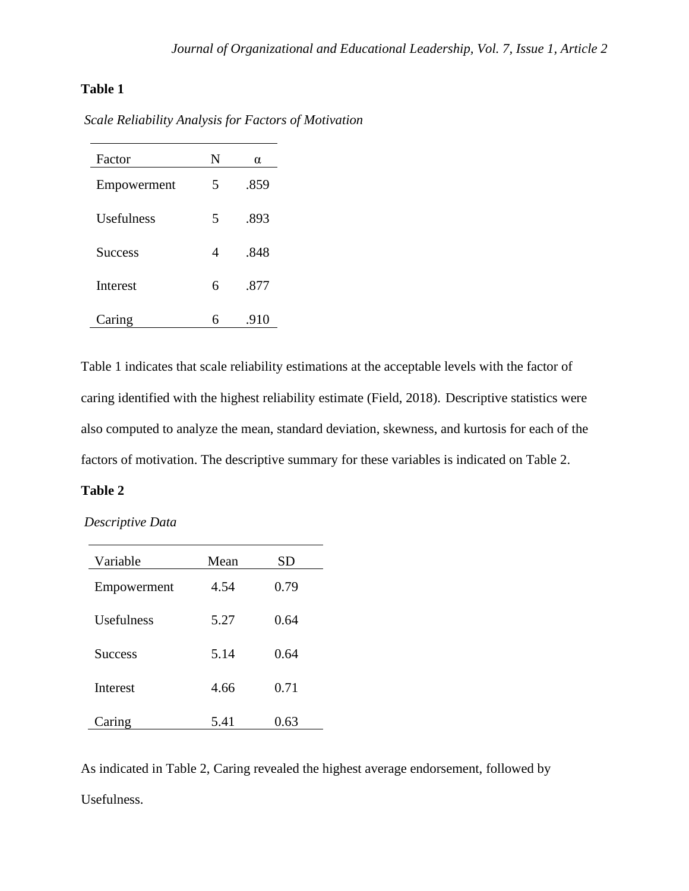**Table 1**

*Scale Reliability Analysis for Factors of Motivation*

| Factor | N | α |
|---|---|---|
| Empowerment | 5 | .859 |
| Usefulness | 5 | .893 |
| Success | 4 | .848 |
| Interest | 6 | .877 |
| Caring | 6 | .910 |

Table 1 indicates that scale reliability estimations at the acceptable levels with the factor of caring identified with the highest reliability estimate (Field, 2018). Descriptive statistics were also computed to analyze the mean, standard deviation, skewness, and kurtosis for each of the factors of motivation. The descriptive summary for these variables is indicated on Table 2.

**Table 2**

*Descriptive Data*

| Variable | Mean | SD |
|---|---|---|
| Empowerment | 4.54 | 0.79 |
| Usefulness | 5.27 | 0.64 |
| Success | 5.14 | 0.64 |
| Interest | 4.66 | 0.71 |
| Caring | 5.41 | 0.63 |

As indicated in Table 2, Caring revealed the highest average endorsement, followed by Usefulness.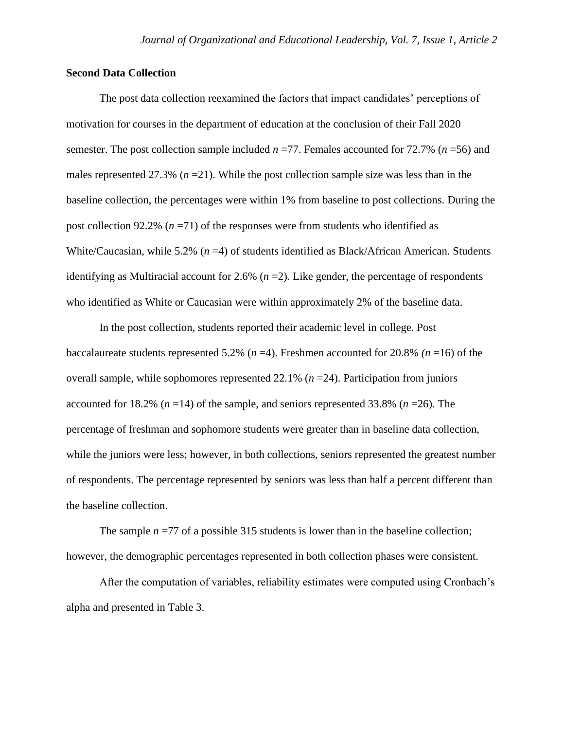## Second Data Collection

The post data collection reexamined the factors that impact candidates' perceptions of motivation for courses in the department of education at the conclusion of their Fall 2020 semester. The post collection sample included $n$ =77. Females accounted for 72.7% ($n$ =56) and males represented 27.3% ($n$ =21). While the post collection sample size was less than in the baseline collection, the percentages were within 1% from baseline to post collections. During the post collection 92.2% ($n$ =71) of the responses were from students who identified as White/Caucasian, while 5.2% ($n$ =4) of students identified as Black/African American. Students identifying as Multiracial account for 2.6% ($n$ =2). Like gender, the percentage of respondents who identified as White or Caucasian were within approximately 2% of the baseline data.

In the post collection, students reported their academic level in college. Post baccalaureate students represented 5.2% ($n$ =4). Freshmen accounted for 20.8% ($n$ =16) of the overall sample, while sophomores represented 22.1% ($n$ =24). Participation from juniors accounted for 18.2% ($n$ =14) of the sample, and seniors represented 33.8% ($n$ =26). The percentage of freshman and sophomore students were greater than in baseline data collection, while the juniors were less; however, in both collections, seniors represented the greatest number of respondents. The percentage represented by seniors was less than half a percent different than the baseline collection.

The sample $n$ =77 of a possible 315 students is lower than in the baseline collection; however, the demographic percentages represented in both collection phases were consistent.

After the computation of variables, reliability estimates were computed using Cronbach's alpha and presented in Table 3.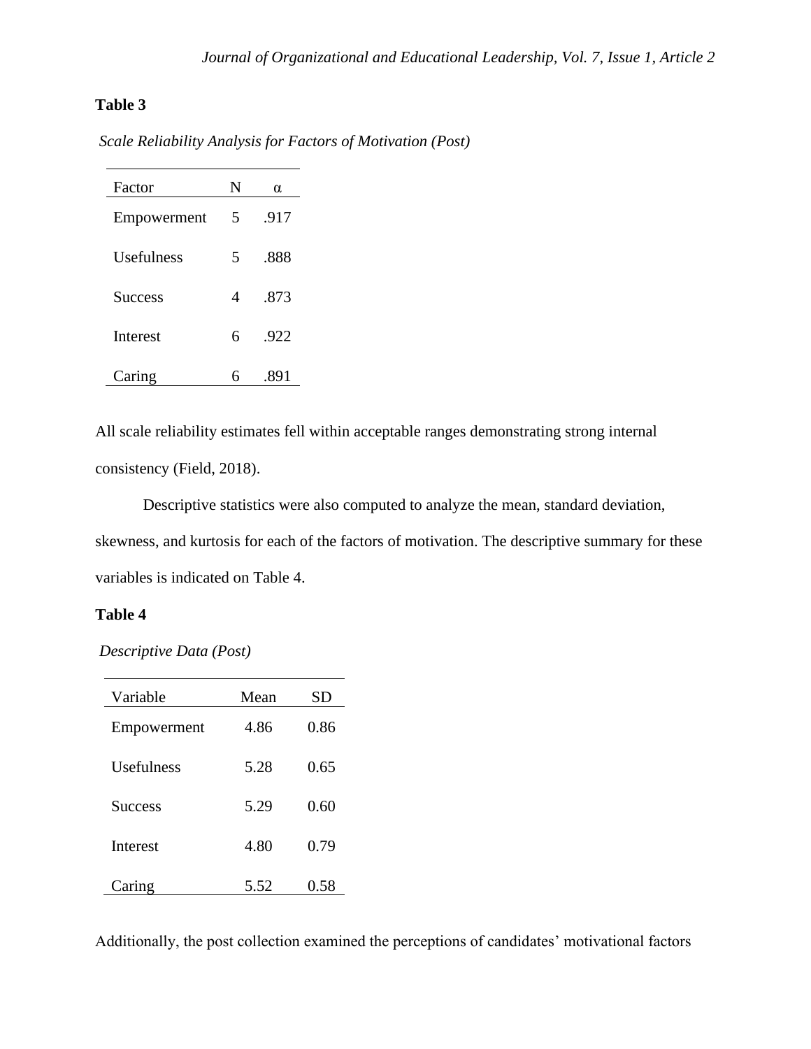**Table 3**

*Scale Reliability Analysis for Factors of Motivation (Post)*

| Factor | N | α |
|---|---|---|
| Empowerment | 5 | .917 |
| Usefulness | 5 | .888 |
| Success | 4 | .873 |
| Interest | 6 | .922 |
| Caring | 6 | .891 |

All scale reliability estimates fell within acceptable ranges demonstrating strong internal consistency (Field, 2018).

Descriptive statistics were also computed to analyze the mean, standard deviation, skewness, and kurtosis for each of the factors of motivation. The descriptive summary for these variables is indicated on Table 4.

**Table 4**

*Descriptive Data (Post)*

| Variable | Mean | SD |
|---|---|---|
| Empowerment | 4.86 | 0.86 |
| Usefulness | 5.28 | 0.65 |
| Success | 5.29 | 0.60 |
| Interest | 4.80 | 0.79 |
| Caring | 5.52 | 0.58 |

Additionally, the post collection examined the perceptions of candidates' motivational factors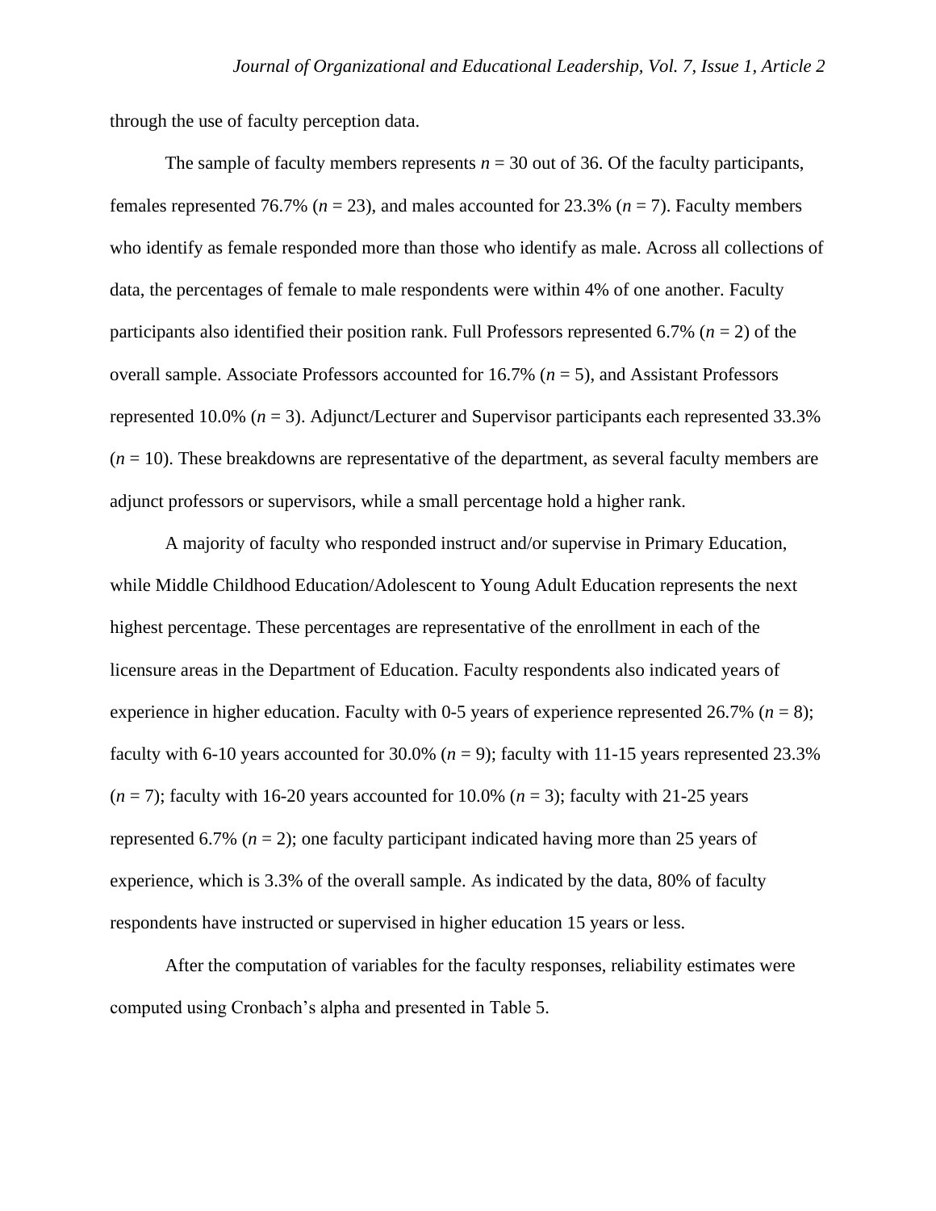through the use of faculty perception data.

The sample of faculty members represents $n = 30$ out of 36. Of the faculty participants, females represented 76.7% ($n = 23$), and males accounted for 23.3% ($n = 7$). Faculty members who identify as female responded more than those who identify as male. Across all collections of data, the percentages of female to male respondents were within 4% of one another. Faculty participants also identified their position rank. Full Professors represented 6.7% ($n = 2$) of the overall sample. Associate Professors accounted for 16.7% ($n = 5$), and Assistant Professors represented 10.0% ($n = 3$). Adjunct/Lecturer and Supervisor participants each represented 33.3% ($n = 10$). These breakdowns are representative of the department, as several faculty members are adjunct professors or supervisors, while a small percentage hold a higher rank.

A majority of faculty who responded instruct and/or supervise in Primary Education, while Middle Childhood Education/Adolescent to Young Adult Education represents the next highest percentage. These percentages are representative of the enrollment in each of the licensure areas in the Department of Education. Faculty respondents also indicated years of experience in higher education. Faculty with 0-5 years of experience represented 26.7% ($n = 8$); faculty with 6-10 years accounted for 30.0% ($n = 9$); faculty with 11-15 years represented 23.3% ($n = 7$); faculty with 16-20 years accounted for 10.0% ($n = 3$); faculty with 21-25 years represented 6.7% ($n = 2$); one faculty participant indicated having more than 25 years of experience, which is 3.3% of the overall sample. As indicated by the data, 80% of faculty respondents have instructed or supervised in higher education 15 years or less.

After the computation of variables for the faculty responses, reliability estimates were computed using Cronbach's alpha and presented in Table 5.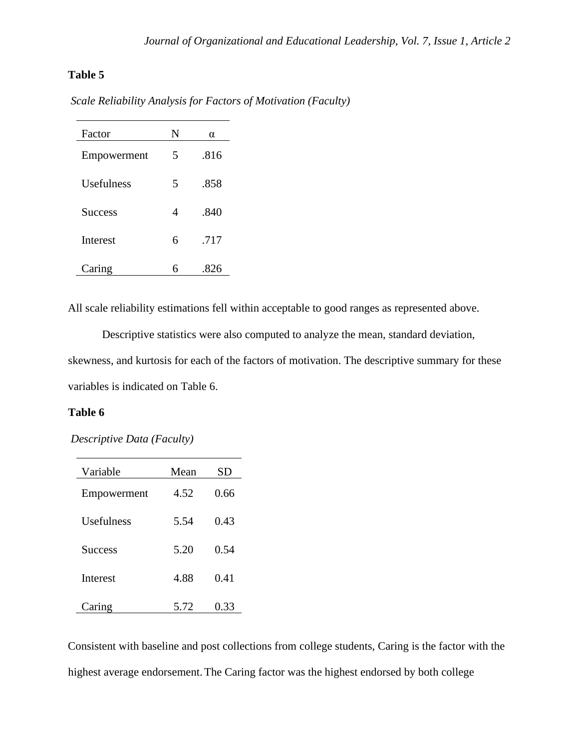**Table 5**

*Scale Reliability Analysis for Factors of Motivation (Faculty)*

| Factor | N | α |
|---|---|---|
| Empowerment | 5 | .816 |
| Usefulness | 5 | .858 |
| Success | 4 | .840 |
| Interest | 6 | .717 |
| Caring | 6 | .826 |

All scale reliability estimations fell within acceptable to good ranges as represented above.

Descriptive statistics were also computed to analyze the mean, standard deviation, skewness, and kurtosis for each of the factors of motivation. The descriptive summary for these variables is indicated on Table 6.

**Table 6**

*Descriptive Data (Faculty)*

| Variable | Mean | SD |
|---|---|---|
| Empowerment | 4.52 | 0.66 |
| Usefulness | 5.54 | 0.43 |
| Success | 5.20 | 0.54 |
| Interest | 4.88 | 0.41 |
| Caring | 5.72 | 0.33 |

Consistent with baseline and post collections from college students, Caring is the factor with the highest average endorsement. The Caring factor was the highest endorsed by both college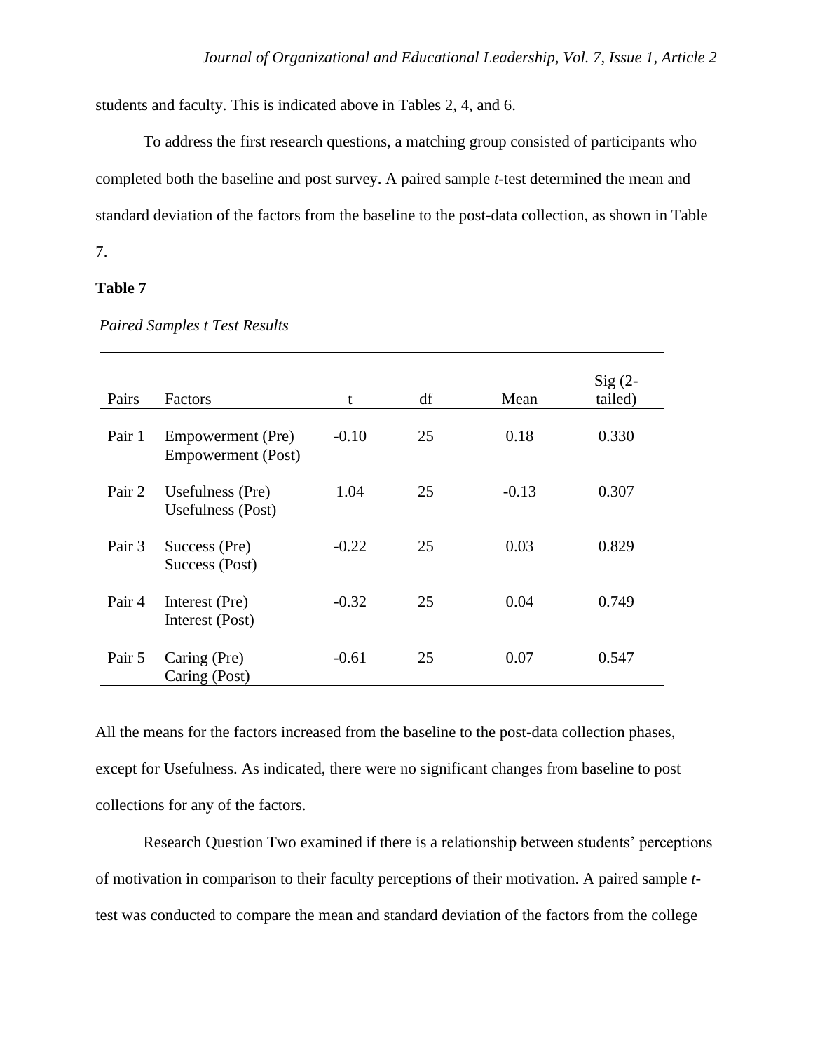students and faculty. This is indicated above in Tables 2, 4, and 6.

To address the first research questions, a matching group consisted of participants who completed both the baseline and post survey. A paired sample *t*-test determined the mean and standard deviation of the factors from the baseline to the post-data collection, as shown in Table 7.

**Table 7**

*Paired Samples t Test Results*

| Pairs | Factors | t | df | Mean | Sig (2-tailed) |
|---|---|---|---|---|---|
| Pair 1 | Empowerment (Pre)<br>Empowerment (Post) | -0.10 | 25 | 0.18 | 0.330 |
| Pair 2 | Usefulness (Pre)<br>Usefulness (Post) | 1.04 | 25 | -0.13 | 0.307 |
| Pair 3 | Success (Pre)<br>Success (Post) | -0.22 | 25 | 0.03 | 0.829 |
| Pair 4 | Interest (Pre)<br>Interest (Post) | -0.32 | 25 | 0.04 | 0.749 |
| Pair 5 | Caring (Pre)<br>Caring (Post) | -0.61 | 25 | 0.07 | 0.547 |

All the means for the factors increased from the baseline to the post-data collection phases, except for Usefulness. As indicated, there were no significant changes from baseline to post collections for any of the factors.

Research Question Two examined if there is a relationship between students' perceptions of motivation in comparison to their faculty perceptions of their motivation. A paired sample *t*-test was conducted to compare the mean and standard deviation of the factors from the college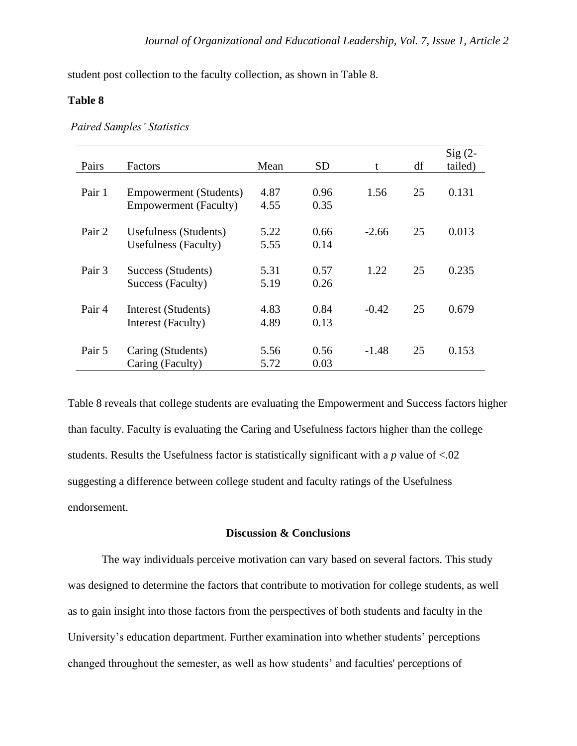student post collection to the faculty collection, as shown in Table 8.

**Table 8**

*Paired Samples' Statistics*

| Pairs | Factors | Mean | SD | t | df | Sig (2-tailed) |
|---|---|---|---|---|---|---|
| Pair 1 | Empowerment (Students) | 4.87 | 0.96 | 1.56 | 25 | 0.131 |
| | Empowerment (Faculty) | 4.55 | 0.35 | | | |
| Pair 2 | Usefulness (Students) | 5.22 | 0.66 | -2.66 | 25 | 0.013 |
| | Usefulness (Faculty) | 5.55 | 0.14 | | | |
| Pair 3 | Success (Students) | 5.31 | 0.57 | 1.22 | 25 | 0.235 |
| | Success (Faculty) | 5.19 | 0.26 | | | |
| Pair 4 | Interest (Students) | 4.83 | 0.84 | -0.42 | 25 | 0.679 |
| | Interest (Faculty) | 4.89 | 0.13 | | | |
| Pair 5 | Caring (Students) | 5.56 | 0.56 | -1.48 | 25 | 0.153 |
| | Caring (Faculty) | 5.72 | 0.03 | | | |

Table 8 reveals that college students are evaluating the Empowerment and Success factors higher than faculty. Faculty is evaluating the Caring and Usefulness factors higher than the college students. Results the Usefulness factor is statistically significant with a $p$ value of $<.02$ suggesting a difference between college student and faculty ratings of the Usefulness endorsement.

## Discussion & Conclusions

The way individuals perceive motivation can vary based on several factors. This study was designed to determine the factors that contribute to motivation for college students, as well as to gain insight into those factors from the perspectives of both students and faculty in the University's education department. Further examination into whether students' perceptions changed throughout the semester, as well as how students' and faculties' perceptions of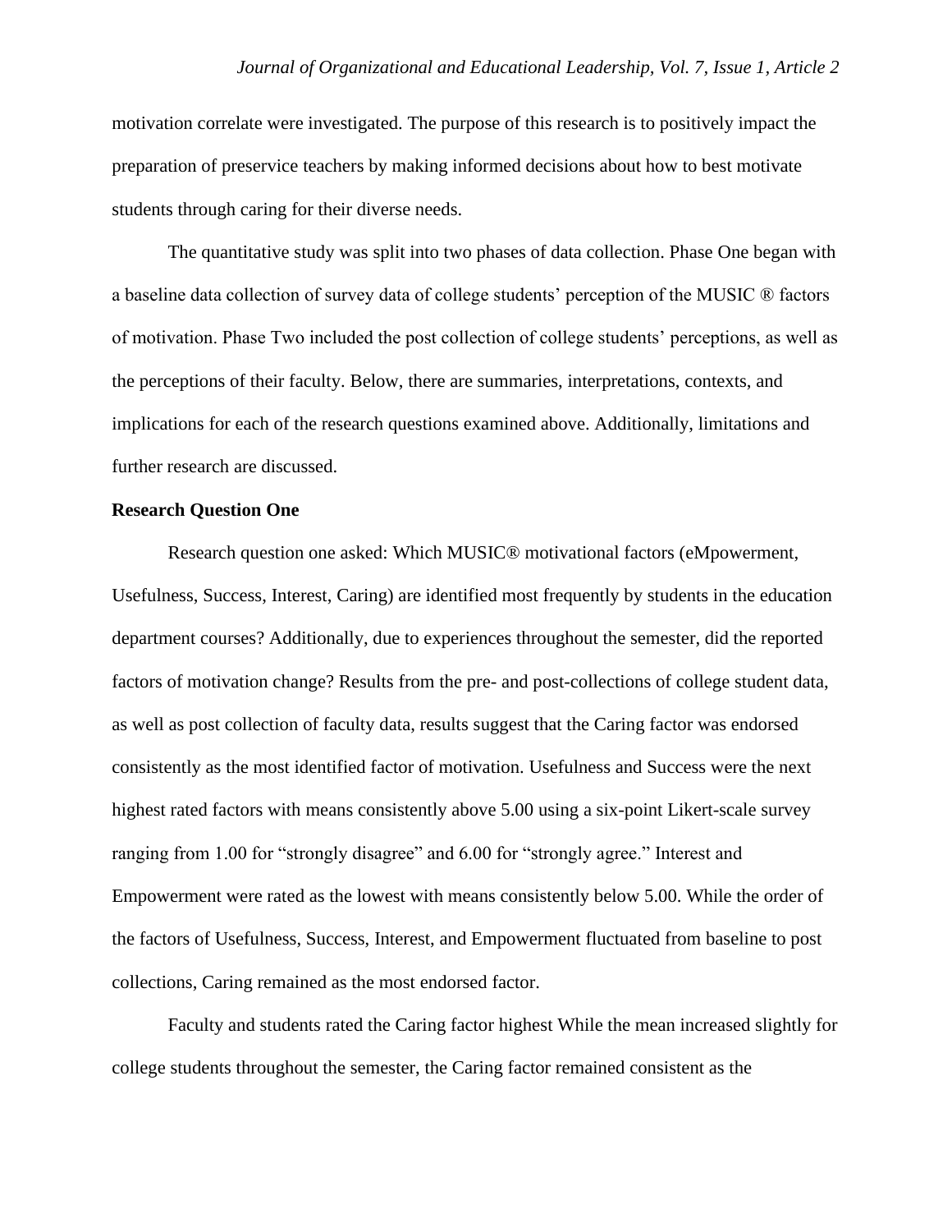motivation correlate were investigated. The purpose of this research is to positively impact the preparation of preservice teachers by making informed decisions about how to best motivate students through caring for their diverse needs.

The quantitative study was split into two phases of data collection. Phase One began with a baseline data collection of survey data of college students' perception of the MUSIC ® factors of motivation. Phase Two included the post collection of college students' perceptions, as well as the perceptions of their faculty. Below, there are summaries, interpretations, contexts, and implications for each of the research questions examined above. Additionally, limitations and further research are discussed.

**Research Question One**

Research question one asked: Which MUSIC® motivational factors (eMpowerment, Usefulness, Success, Interest, Caring) are identified most frequently by students in the education department courses? Additionally, due to experiences throughout the semester, did the reported factors of motivation change? Results from the pre- and post-collections of college student data, as well as post collection of faculty data, results suggest that the Caring factor was endorsed consistently as the most identified factor of motivation. Usefulness and Success were the next highest rated factors with means consistently above 5.00 using a six-point Likert-scale survey ranging from 1.00 for "strongly disagree" and 6.00 for "strongly agree." Interest and Empowerment were rated as the lowest with means consistently below 5.00. While the order of the factors of Usefulness, Success, Interest, and Empowerment fluctuated from baseline to post collections, Caring remained as the most endorsed factor.

Faculty and students rated the Caring factor highest While the mean increased slightly for college students throughout the semester, the Caring factor remained consistent as the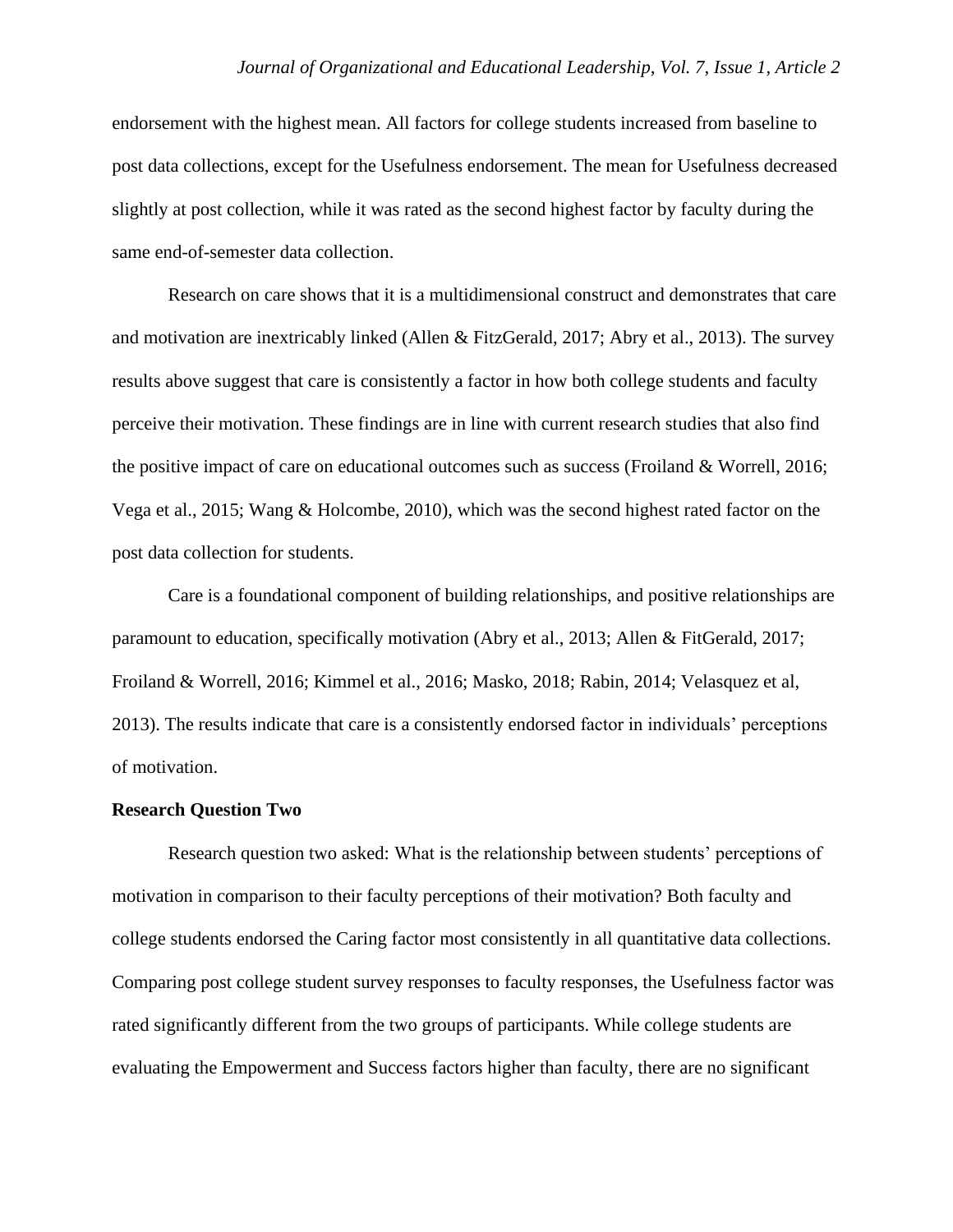endorsement with the highest mean. All factors for college students increased from baseline to post data collections, except for the Usefulness endorsement. The mean for Usefulness decreased slightly at post collection, while it was rated as the second highest factor by faculty during the same end-of-semester data collection.

Research on care shows that it is a multidimensional construct and demonstrates that care and motivation are inextricably linked (Allen & FitzGerald, 2017; Abry et al., 2013). The survey results above suggest that care is consistently a factor in how both college students and faculty perceive their motivation. These findings are in line with current research studies that also find the positive impact of care on educational outcomes such as success (Froiland & Worrell, 2016; Vega et al., 2015; Wang & Holcombe, 2010), which was the second highest rated factor on the post data collection for students.

Care is a foundational component of building relationships, and positive relationships are paramount to education, specifically motivation (Abry et al., 2013; Allen & FitGerald, 2017; Froiland & Worrell, 2016; Kimmel et al., 2016; Masko, 2018; Rabin, 2014; Velasquez et al, 2013). The results indicate that care is a consistently endorsed factor in individuals' perceptions of motivation.

**Research Question Two**

Research question two asked: What is the relationship between students' perceptions of motivation in comparison to their faculty perceptions of their motivation? Both faculty and college students endorsed the Caring factor most consistently in all quantitative data collections. Comparing post college student survey responses to faculty responses, the Usefulness factor was rated significantly different from the two groups of participants. While college students are evaluating the Empowerment and Success factors higher than faculty, there are no significant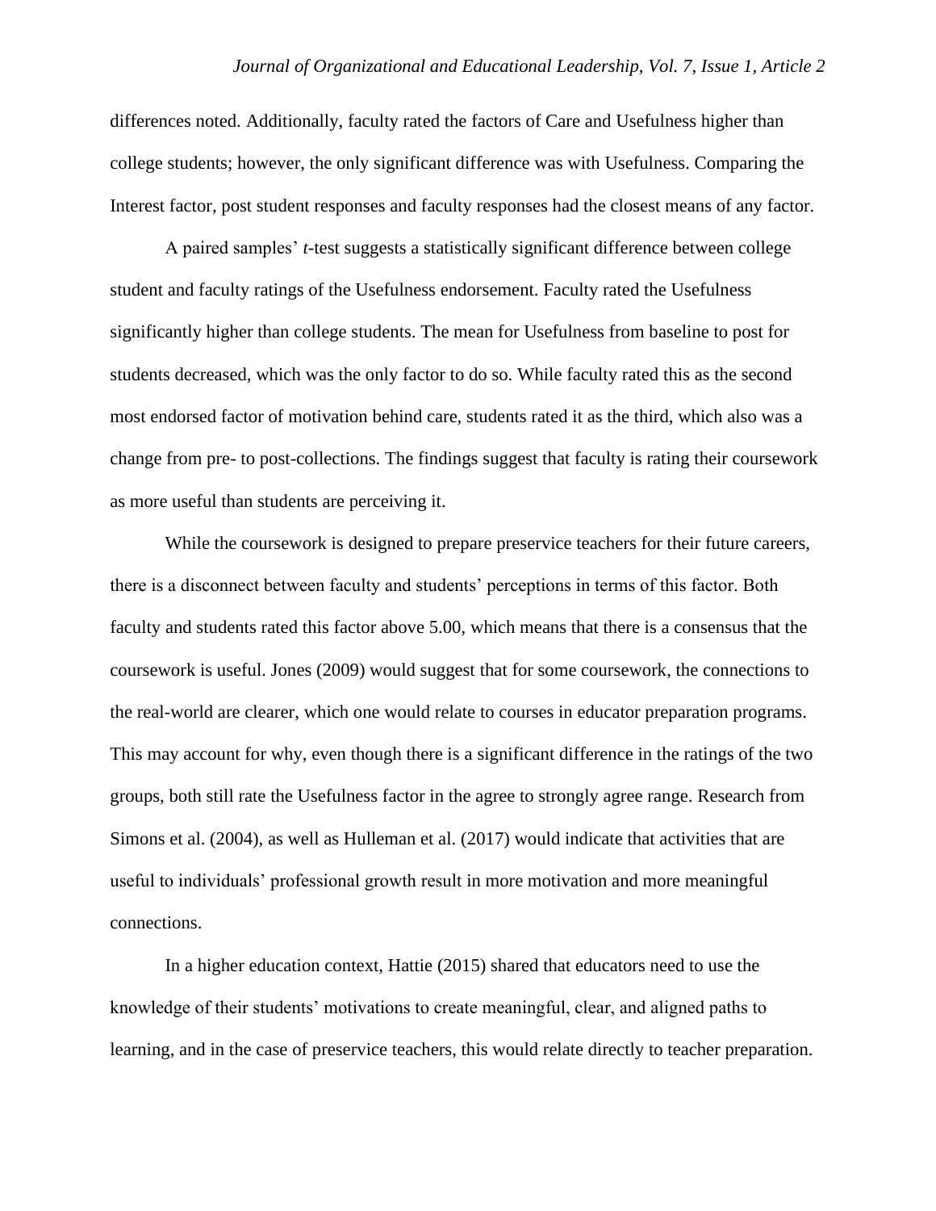differences noted. Additionally, faculty rated the factors of Care and Usefulness higher than college students; however, the only significant difference was with Usefulness. Comparing the Interest factor, post student responses and faculty responses had the closest means of any factor.

A paired samples' *t*-test suggests a statistically significant difference between college student and faculty ratings of the Usefulness endorsement. Faculty rated the Usefulness significantly higher than college students. The mean for Usefulness from baseline to post for students decreased, which was the only factor to do so. While faculty rated this as the second most endorsed factor of motivation behind care, students rated it as the third, which also was a change from pre- to post-collections. The findings suggest that faculty is rating their coursework as more useful than students are perceiving it.

While the coursework is designed to prepare preservice teachers for their future careers, there is a disconnect between faculty and students' perceptions in terms of this factor. Both faculty and students rated this factor above 5.00, which means that there is a consensus that the coursework is useful. Jones (2009) would suggest that for some coursework, the connections to the real-world are clearer, which one would relate to courses in educator preparation programs. This may account for why, even though there is a significant difference in the ratings of the two groups, both still rate the Usefulness factor in the agree to strongly agree range. Research from Simons et al. (2004), as well as Hulleman et al. (2017) would indicate that activities that are useful to individuals' professional growth result in more motivation and more meaningful connections.

In a higher education context, Hattie (2015) shared that educators need to use the knowledge of their students' motivations to create meaningful, clear, and aligned paths to learning, and in the case of preservice teachers, this would relate directly to teacher preparation.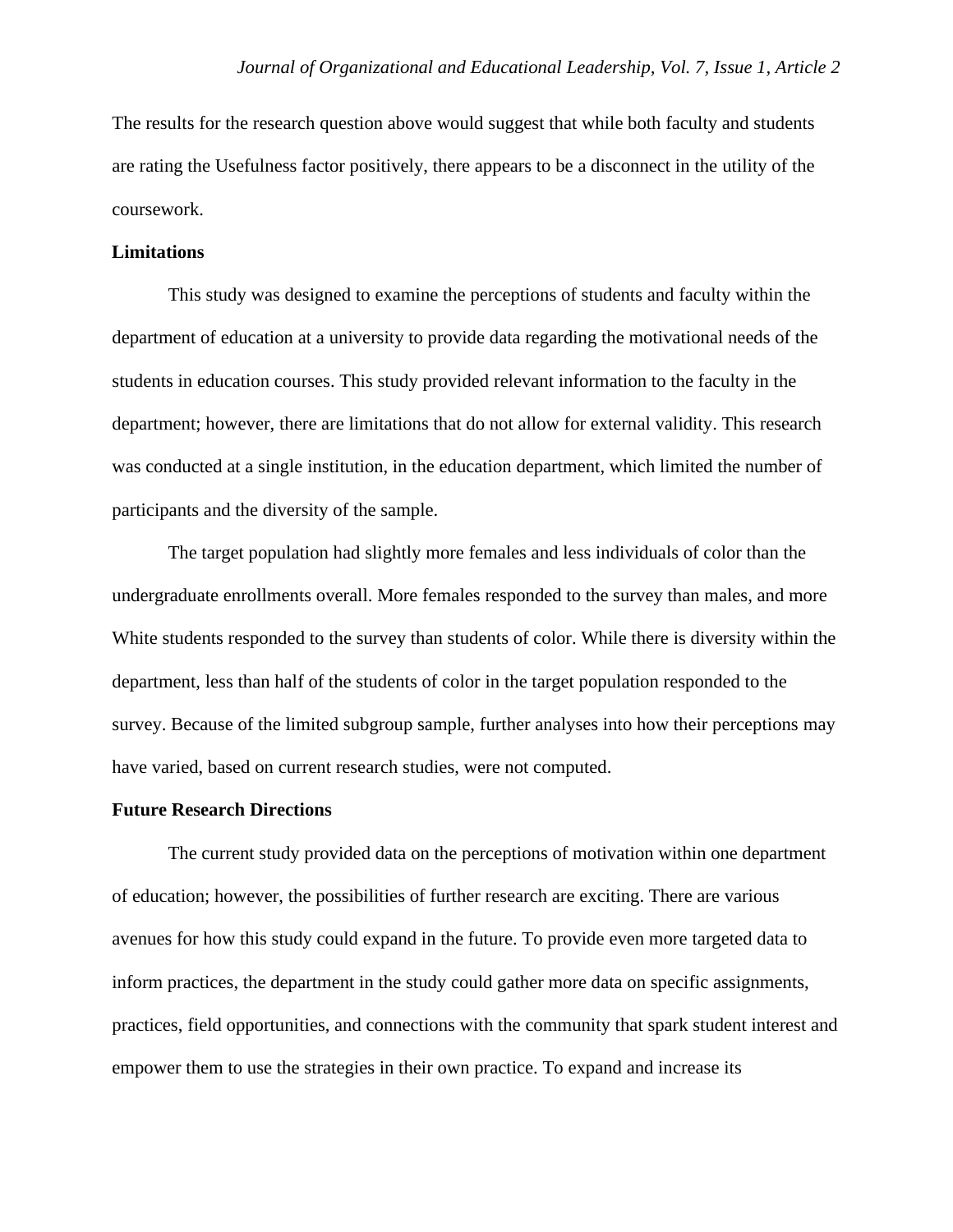The results for the research question above would suggest that while both faculty and students are rating the Usefulness factor positively, there appears to be a disconnect in the utility of the coursework.

**Limitations**

This study was designed to examine the perceptions of students and faculty within the department of education at a university to provide data regarding the motivational needs of the students in education courses. This study provided relevant information to the faculty in the department; however, there are limitations that do not allow for external validity. This research was conducted at a single institution, in the education department, which limited the number of participants and the diversity of the sample.

The target population had slightly more females and less individuals of color than the undergraduate enrollments overall. More females responded to the survey than males, and more White students responded to the survey than students of color. While there is diversity within the department, less than half of the students of color in the target population responded to the survey. Because of the limited subgroup sample, further analyses into how their perceptions may have varied, based on current research studies, were not computed.

**Future Research Directions**

The current study provided data on the perceptions of motivation within one department of education; however, the possibilities of further research are exciting. There are various avenues for how this study could expand in the future. To provide even more targeted data to inform practices, the department in the study could gather more data on specific assignments, practices, field opportunities, and connections with the community that spark student interest and empower them to use the strategies in their own practice. To expand and increase its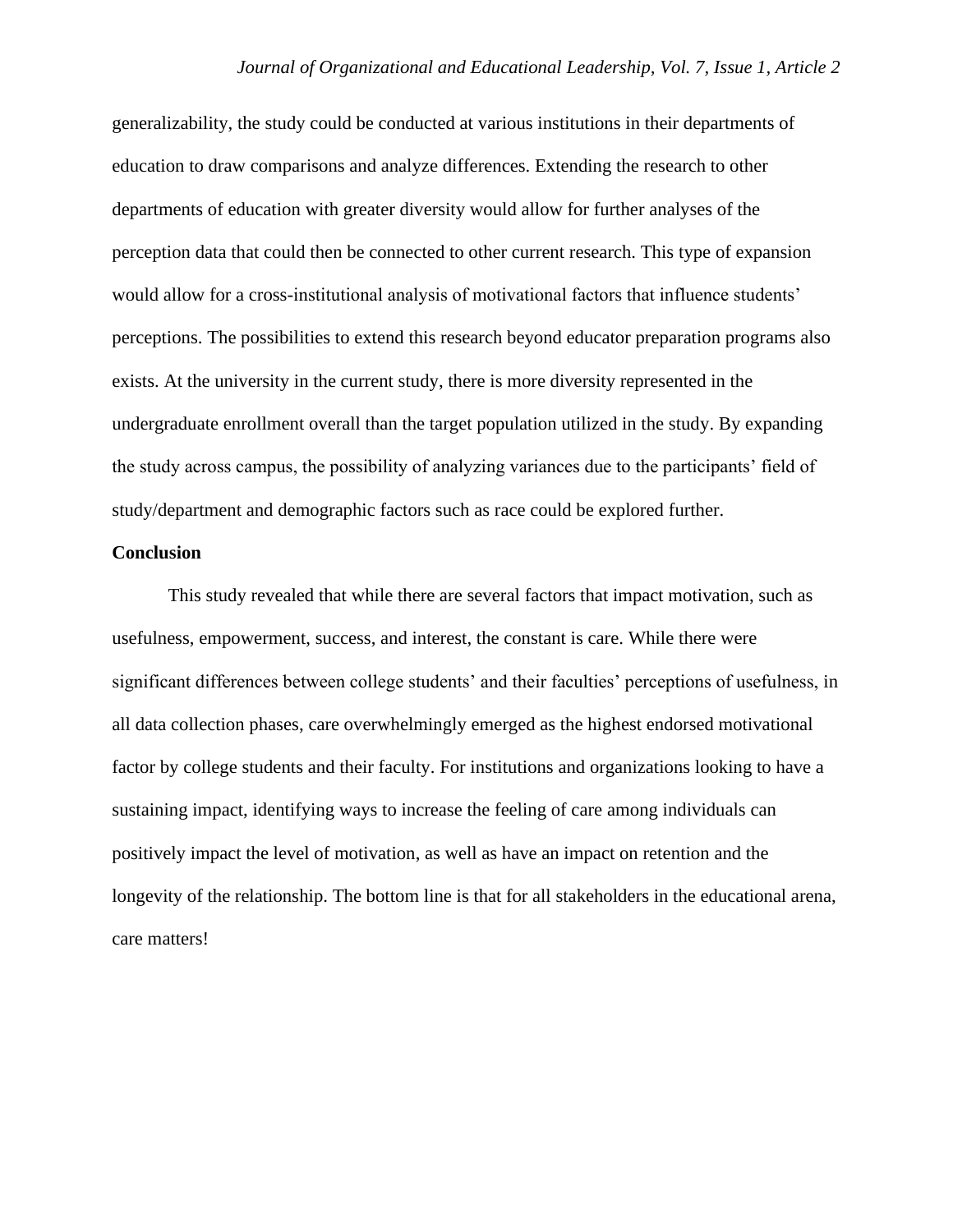generalizability, the study could be conducted at various institutions in their departments of education to draw comparisons and analyze differences. Extending the research to other departments of education with greater diversity would allow for further analyses of the perception data that could then be connected to other current research. This type of expansion would allow for a cross-institutional analysis of motivational factors that influence students' perceptions. The possibilities to extend this research beyond educator preparation programs also exists. At the university in the current study, there is more diversity represented in the undergraduate enrollment overall than the target population utilized in the study. By expanding the study across campus, the possibility of analyzing variances due to the participants' field of study/department and demographic factors such as race could be explored further.

**Conclusion**

This study revealed that while there are several factors that impact motivation, such as usefulness, empowerment, success, and interest, the constant is care. While there were significant differences between college students' and their faculties' perceptions of usefulness, in all data collection phases, care overwhelmingly emerged as the highest endorsed motivational factor by college students and their faculty. For institutions and organizations looking to have a sustaining impact, identifying ways to increase the feeling of care among individuals can positively impact the level of motivation, as well as have an impact on retention and the longevity of the relationship. The bottom line is that for all stakeholders in the educational arena, care matters!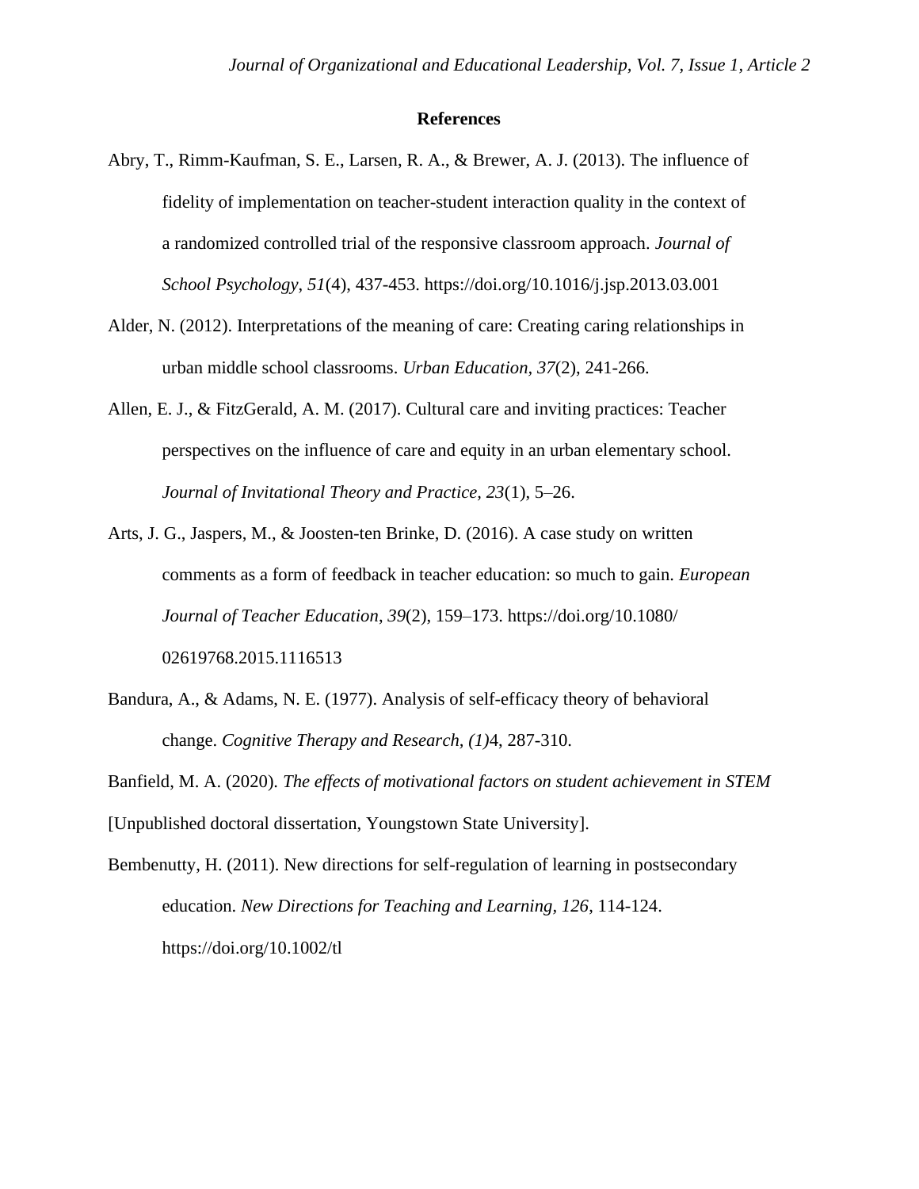# References

Abry, T., Rimm-Kaufman, S. E., Larsen, R. A., & Brewer, A. J. (2013). The influence of fidelity of implementation on teacher-student interaction quality in the context of a randomized controlled trial of the responsive classroom approach. *Journal of School Psychology*, *51*(4), 437-453. https://doi.org/10.1016/j.jsp.2013.03.001

Alder, N. (2012). Interpretations of the meaning of care: Creating caring relationships in urban middle school classrooms. *Urban Education*, *37*(2), 241-266.

Allen, E. J., & FitzGerald, A. M. (2017). Cultural care and inviting practices: Teacher perspectives on the influence of care and equity in an urban elementary school. *Journal of Invitational Theory and Practice*, *23*(1), 5–26.

Arts, J. G., Jaspers, M., & Joosten-ten Brinke, D. (2016). A case study on written comments as a form of feedback in teacher education: so much to gain. *European Journal of Teacher Education*, *39*(2), 159–173. https://doi.org/10.1080/02619768.2015.1116513

Bandura, A., & Adams, N. E. (1977). Analysis of self-efficacy theory of behavioral change. *Cognitive Therapy and Research, (1)*4, 287-310.

Banfield, M. A. (2020). *The effects of motivational factors on student achievement in STEM* [Unpublished doctoral dissertation, Youngstown State University].

Bembenutty, H. (2011). New directions for self-regulation of learning in postsecondary education. *New Directions for Teaching and Learning*, *126*, 114-124. https://doi.org/10.1002/tl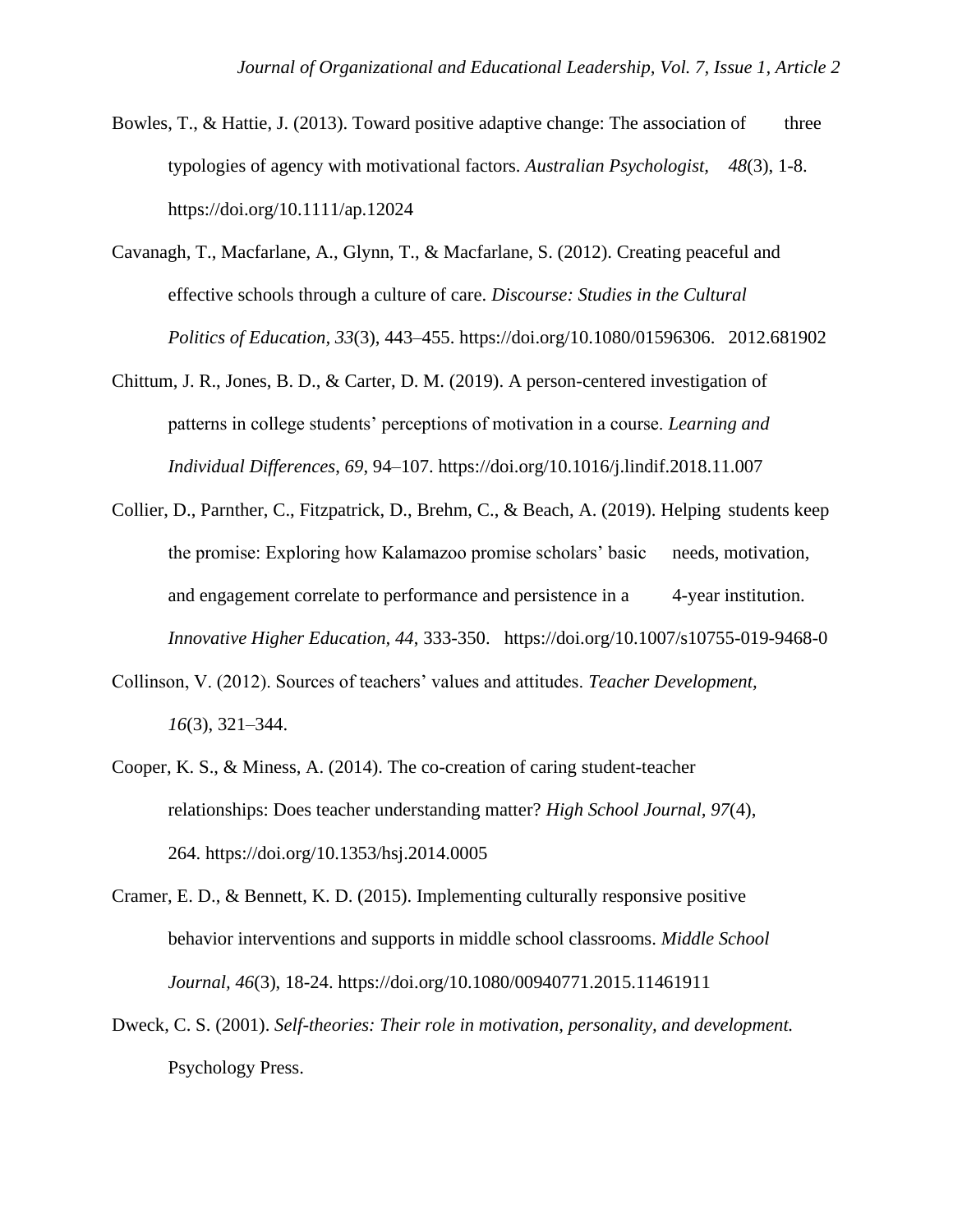Bowles, T., & Hattie, J. (2013). Toward positive adaptive change: The association of three typologies of agency with motivational factors. *Australian Psychologist, 48*(3), 1-8. https://doi.org/10.1111/ap.12024

Cavanagh, T., Macfarlane, A., Glynn, T., & Macfarlane, S. (2012). Creating peaceful and effective schools through a culture of care. *Discourse: Studies in the Cultural Politics of Education*, *33*(3), 443–455. https://doi.org/10.1080/01596306. 2012.681902

Chittum, J. R., Jones, B. D., & Carter, D. M. (2019). A person-centered investigation of patterns in college students' perceptions of motivation in a course. *Learning and Individual Differences*, *69*, 94–107. https://doi.org/10.1016/j.lindif.2018.11.007

Collier, D., Parnther, C., Fitzpatrick, D., Brehm, C., & Beach, A. (2019). Helping students keep the promise: Exploring how Kalamazoo promise scholars' basic needs, motivation, and engagement correlate to performance and persistence in a 4-year institution. *Innovative Higher Education, 44*, 333-350. https://doi.org/10.1007/s10755-019-9468-0

Collinson, V. (2012). Sources of teachers' values and attitudes. *Teacher Development, 16*(3), 321–344.

Cooper, K. S., & Miness, A. (2014). The co-creation of caring student-teacher relationships: Does teacher understanding matter? *High School Journal*, *97*(4), 264. https://doi.org/10.1353/hsj.2014.0005

Cramer, E. D., & Bennett, K. D. (2015). Implementing culturally responsive positive behavior interventions and supports in middle school classrooms. *Middle School Journal*, *46*(3), 18-24. https://doi.org/10.1080/00940771.2015.11461911

Dweck, C. S. (2001). *Self-theories: Their role in motivation, personality, and development.* Psychology Press.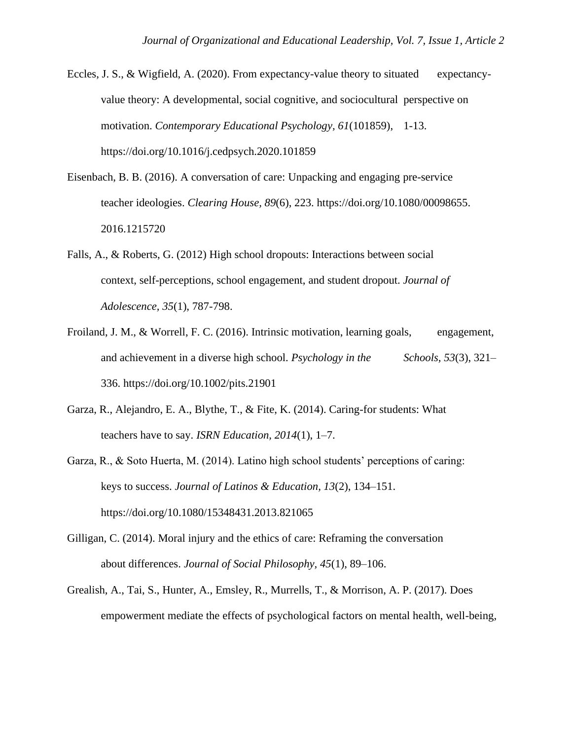Eccles, J. S., & Wigfield, A. (2020). From expectancy-value theory to situated expectancy-value theory: A developmental, social cognitive, and sociocultural perspective on motivation. *Contemporary Educational Psychology*, *61*(101859), 1-13. https://doi.org/10.1016/j.cedpsych.2020.101859

Eisenbach, B. B. (2016). A conversation of care: Unpacking and engaging pre-service teacher ideologies. *Clearing House*, *89*(6), 223. https://doi.org/10.1080/00098655.2016.1215720

Falls, A., & Roberts, G. (2012) High school dropouts: Interactions between social context, self-perceptions, school engagement, and student dropout. *Journal of Adolescence, 35*(1), 787-798.

Froiland, J. M., & Worrell, F. C. (2016). Intrinsic motivation, learning goals, engagement, and achievement in a diverse high school. *Psychology in the Schools, 53*(3), 321–336. https://doi.org/10.1002/pits.21901

Garza, R., Alejandro, E. A., Blythe, T., & Fite, K. (2014). Caring-for students: What teachers have to say. *ISRN Education, 2014*(1), 1–7.

Garza, R., & Soto Huerta, M. (2014). Latino high school students' perceptions of caring: keys to success. *Journal of Latinos & Education*, *13*(2), 134–151. https://doi.org/10.1080/15348431.2013.821065

Gilligan, C. (2014). Moral injury and the ethics of care: Reframing the conversation about differences. *Journal of Social Philosophy*, *45*(1), 89–106.

Grealish, A., Tai, S., Hunter, A., Emsley, R., Murrells, T., & Morrison, A. P. (2017). Does empowerment mediate the effects of psychological factors on mental health, well-being,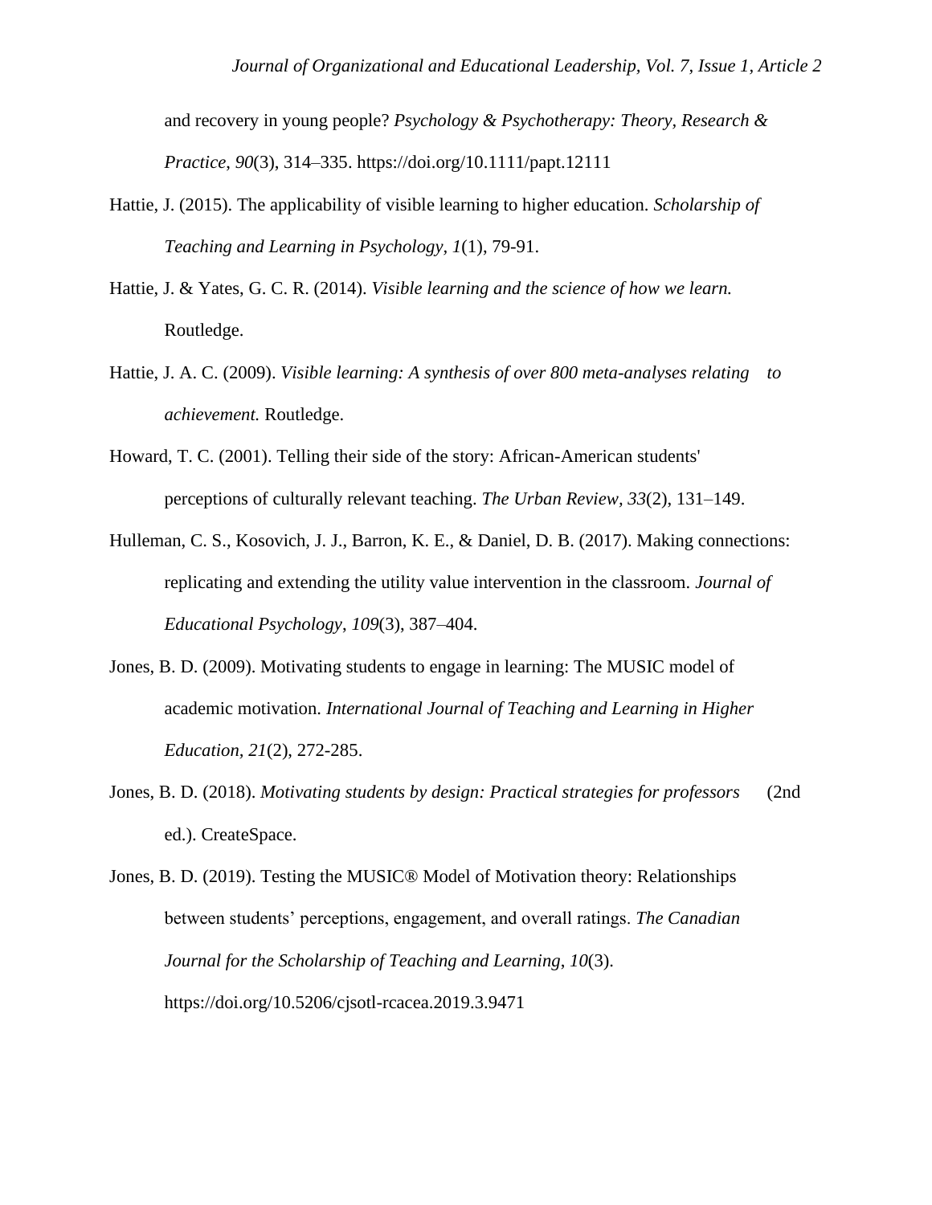and recovery in young people? *Psychology & Psychotherapy: Theory, Research & Practice*, *90*(3), 314–335. https://doi.org/10.1111/papt.12111

Hattie, J. (2015). The applicability of visible learning to higher education. *Scholarship of Teaching and Learning in Psychology*, *1*(1), 79-91.

Hattie, J. & Yates, G. C. R. (2014). *Visible learning and the science of how we learn.* Routledge.

Hattie, J. A. C. (2009). *Visible learning: A synthesis of over 800 meta-analyses relating to achievement.* Routledge.

Howard, T. C. (2001). Telling their side of the story: African-American students' perceptions of culturally relevant teaching. *The Urban Review*, *33*(2), 131–149.

Hulleman, C. S., Kosovich, J. J., Barron, K. E., & Daniel, D. B. (2017). Making connections: replicating and extending the utility value intervention in the classroom. *Journal of Educational Psychology*, *109*(3), 387–404.

Jones, B. D. (2009). Motivating students to engage in learning: The MUSIC model of academic motivation. *International Journal of Teaching and Learning in Higher Education, 21*(2), 272-285.

Jones, B. D. (2018). *Motivating students by design: Practical strategies for professors* (2nd ed.). CreateSpace.

Jones, B. D. (2019). Testing the MUSIC® Model of Motivation theory: Relationships between students' perceptions, engagement, and overall ratings. *The Canadian Journal for the Scholarship of Teaching and Learning*, *10*(3). https://doi.org/10.5206/cjsotl-rcacea.2019.3.9471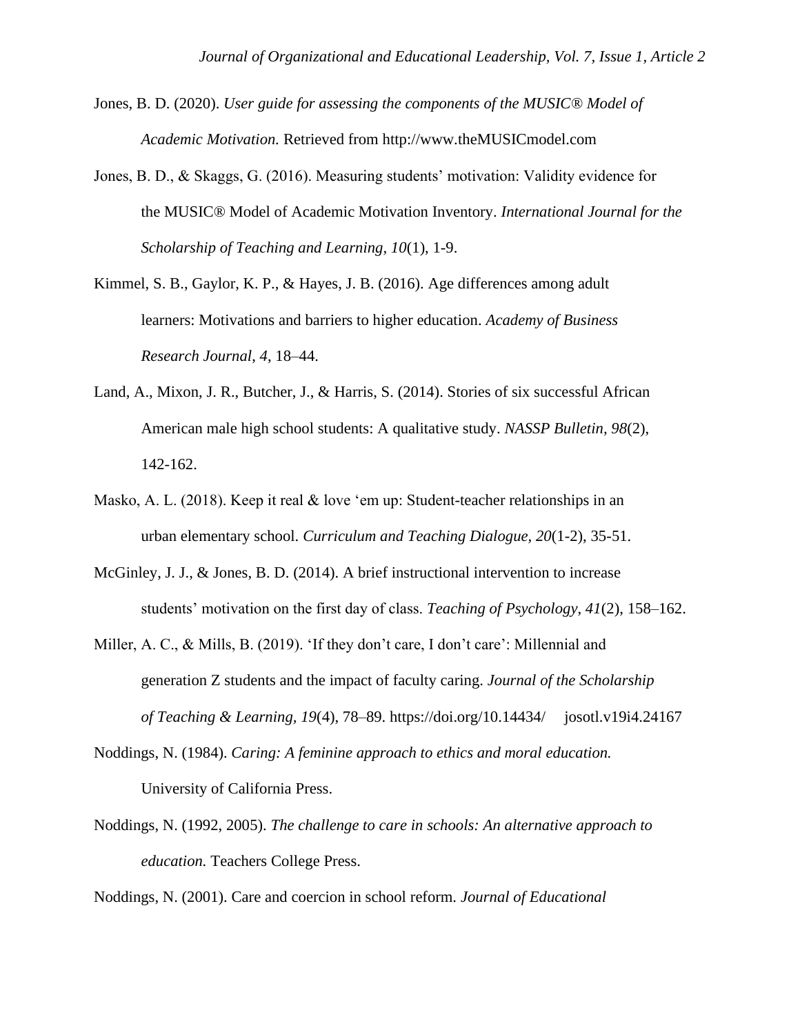Jones, B. D. (2020). *User guide for assessing the components of the MUSIC® Model of Academic Motivation.* Retrieved from http://www.theMUSICmodel.com

Jones, B. D., & Skaggs, G. (2016). Measuring students' motivation: Validity evidence for the MUSIC® Model of Academic Motivation Inventory. *International Journal for the Scholarship of Teaching and Learning, 10*(1), 1-9.

Kimmel, S. B., Gaylor, K. P., & Hayes, J. B. (2016). Age differences among adult learners: Motivations and barriers to higher education. *Academy of Business Research Journal*, *4*, 18–44.

Land, A., Mixon, J. R., Butcher, J., & Harris, S. (2014). Stories of six successful African American male high school students: A qualitative study. *NASSP Bulletin, 98*(2), 142-162.

Masko, A. L. (2018). Keep it real & love 'em up: Student-teacher relationships in an urban elementary school. *Curriculum and Teaching Dialogue, 20*(1-2), 35-51.

McGinley, J. J., & Jones, B. D. (2014). A brief instructional intervention to increase students' motivation on the first day of class. *Teaching of Psychology*, *41*(2), 158–162.

Miller, A. C., & Mills, B. (2019). 'If they don't care, I don't care': Millennial and generation Z students and the impact of faculty caring. *Journal of the Scholarship of Teaching & Learning, 19*(4), 78–89. https://doi.org/10.14434/ josotl.v19i4.24167

Noddings, N. (1984). *Caring: A feminine approach to ethics and moral education.* University of California Press.

Noddings, N. (1992, 2005). *The challenge to care in schools: An alternative approach to education.* Teachers College Press.

Noddings, N. (2001). Care and coercion in school reform. *Journal of Educational*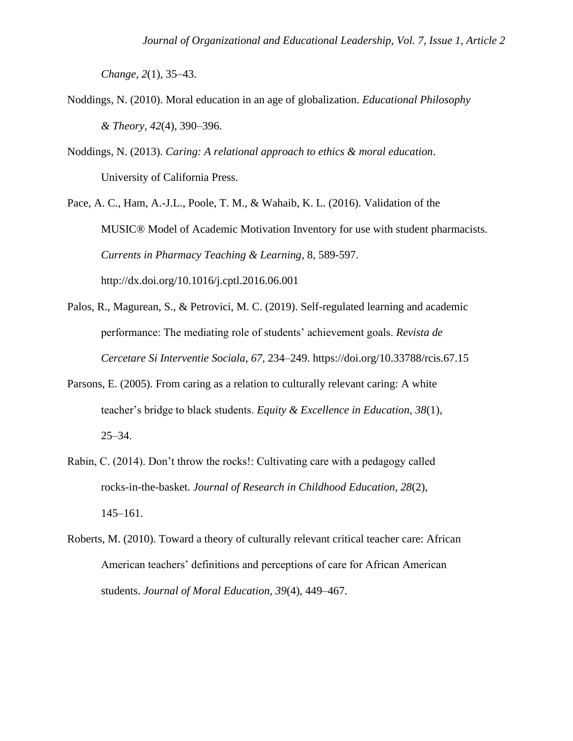*Change, 2*(1), 35–43.

Noddings, N. (2010). Moral education in an age of globalization. *Educational Philosophy & Theory, 42*(4), 390–396.

Noddings, N. (2013). *Caring: A relational approach to ethics & moral education*. University of California Press.

Pace, A. C., Ham, A.-J.L., Poole, T. M., & Wahaib, K. L. (2016). Validation of the MUSIC® Model of Academic Motivation Inventory for use with student pharmacists. *Currents in Pharmacy Teaching & Learning*, 8, 589-597. http://dx.doi.org/10.1016/j.cptl.2016.06.001

Palos, R., Magurean, S., & Petrovici, M. C. (2019). Self-regulated learning and academic performance: The mediating role of students' achievement goals. *Revista de Cercetare Si Interventie Sociala*, *67*, 234–249. https://doi.org/10.33788/rcis.67.15

Parsons, E. (2005). From caring as a relation to culturally relevant caring: A white teacher's bridge to black students. *Equity & Excellence in Education, 38*(1), 25–34.

Rabin, C. (2014). Don't throw the rocks!: Cultivating care with a pedagogy called rocks-in-the-basket. *Journal of Research in Childhood Education*, *28*(2), 145–161.

Roberts, M. (2010). Toward a theory of culturally relevant critical teacher care: African American teachers' definitions and perceptions of care for African American students. *Journal of Moral Education*, *39*(4), 449–467.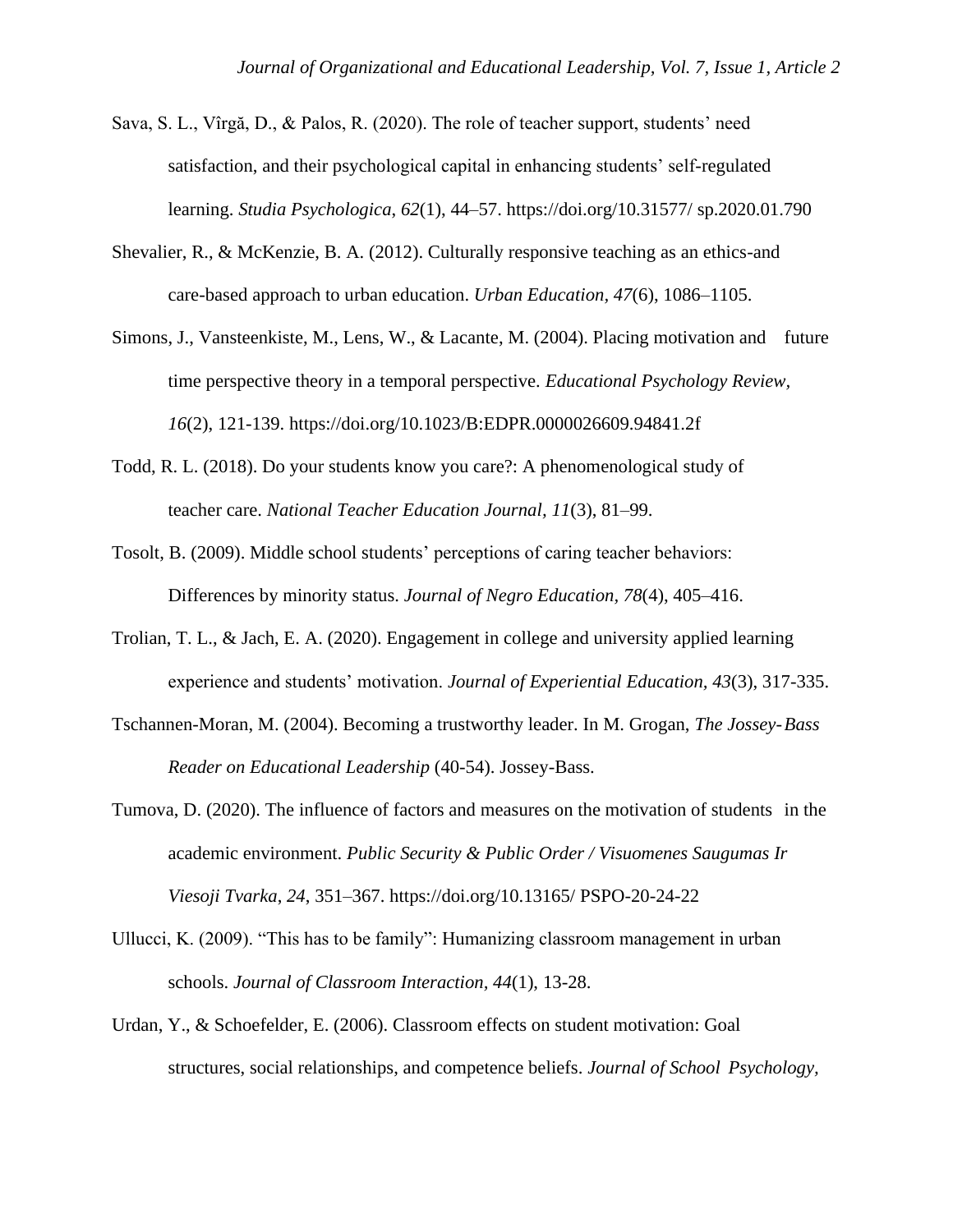Sava, S. L., Vîrgă, D., & Palos, R. (2020). The role of teacher support, students' need satisfaction, and their psychological capital in enhancing students' self-regulated learning. *Studia Psychologica*, *62*(1), 44–57. https://doi.org/10.31577/ sp.2020.01.790

Shevalier, R., & McKenzie, B. A. (2012). Culturally responsive teaching as an ethics-and care-based approach to urban education. *Urban Education*, *47*(6), 1086–1105.

Simons, J., Vansteenkiste, M., Lens, W., & Lacante, M. (2004). Placing motivation and future time perspective theory in a temporal perspective. *Educational Psychology Review*, *16*(2), 121-139. https://doi.org/10.1023/B:EDPR.0000026609.94841.2f

Todd, R. L. (2018). Do your students know you care?: A phenomenological study of teacher care. *National Teacher Education Journal, 11*(3), 81–99.

Tosolt, B. (2009). Middle school students' perceptions of caring teacher behaviors: Differences by minority status. *Journal of Negro Education, 78*(4), 405–416.

Trolian, T. L., & Jach, E. A. (2020). Engagement in college and university applied learning experience and students' motivation. *Journal of Experiential Education*, *43*(3), 317-335.

Tschannen-Moran, M. (2004). Becoming a trustworthy leader. In M. Grogan, *The Jossey-Bass Reader on Educational Leadership* (40-54). Jossey-Bass.

Tumova, D. (2020). The influence of factors and measures on the motivation of students in the academic environment. *Public Security & Public Order / Visuomenes Saugumas Ir Viesoji Tvarka*, *24*, 351–367. https://doi.org/10.13165/ PSPO-20-24-22

Ullucci, K. (2009). "This has to be family": Humanizing classroom management in urban schools. *Journal of Classroom Interaction*, *44*(1), 13-28.

Urdan, Y., & Schoefelder, E. (2006). Classroom effects on student motivation: Goal structures, social relationships, and competence beliefs. *Journal of School Psychology*,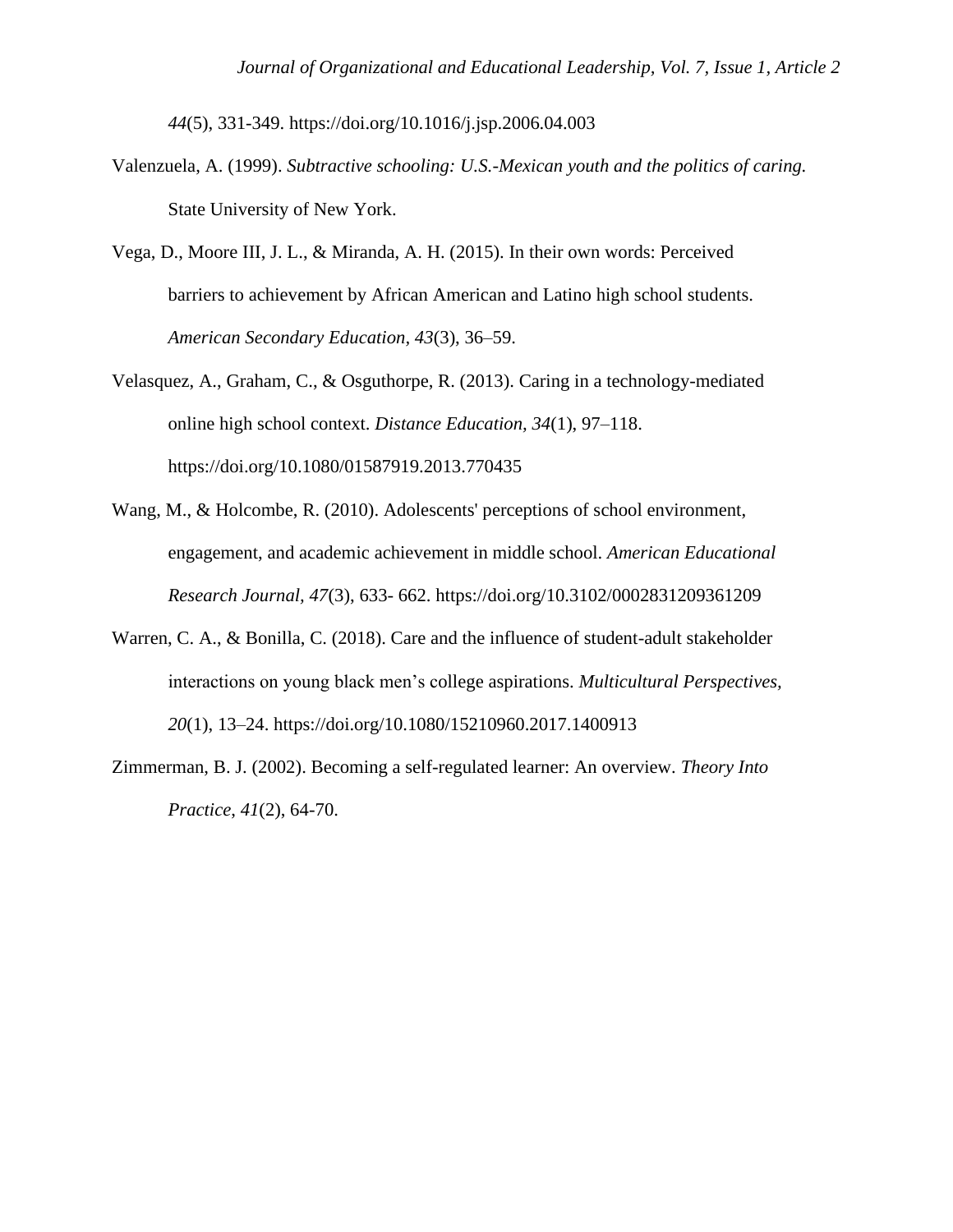*44*(5), 331-349. https://doi.org/10.1016/j.jsp.2006.04.003

Valenzuela, A. (1999). *Subtractive schooling: U.S.-Mexican youth and the politics of caring.* State University of New York.

Vega, D., Moore III, J. L., & Miranda, A. H. (2015). In their own words: Perceived barriers to achievement by African American and Latino high school students. *American Secondary Education*, *43*(3), 36–59.

Velasquez, A., Graham, C., & Osguthorpe, R. (2013). Caring in a technology-mediated online high school context. *Distance Education, 34*(1), 97–118. https://doi.org/10.1080/01587919.2013.770435

Wang, M., & Holcombe, R. (2010). Adolescents' perceptions of school environment, engagement, and academic achievement in middle school. *American Educational Research Journal, 47*(3), 633- 662. https://doi.org/10.3102/0002831209361209

Warren, C. A., & Bonilla, C. (2018). Care and the influence of student-adult stakeholder interactions on young black men's college aspirations. *Multicultural Perspectives, 20*(1), 13–24. https://doi.org/10.1080/15210960.2017.1400913

Zimmerman, B. J. (2002). Becoming a self-regulated learner: An overview. *Theory Into Practice*, *41*(2), 64-70.